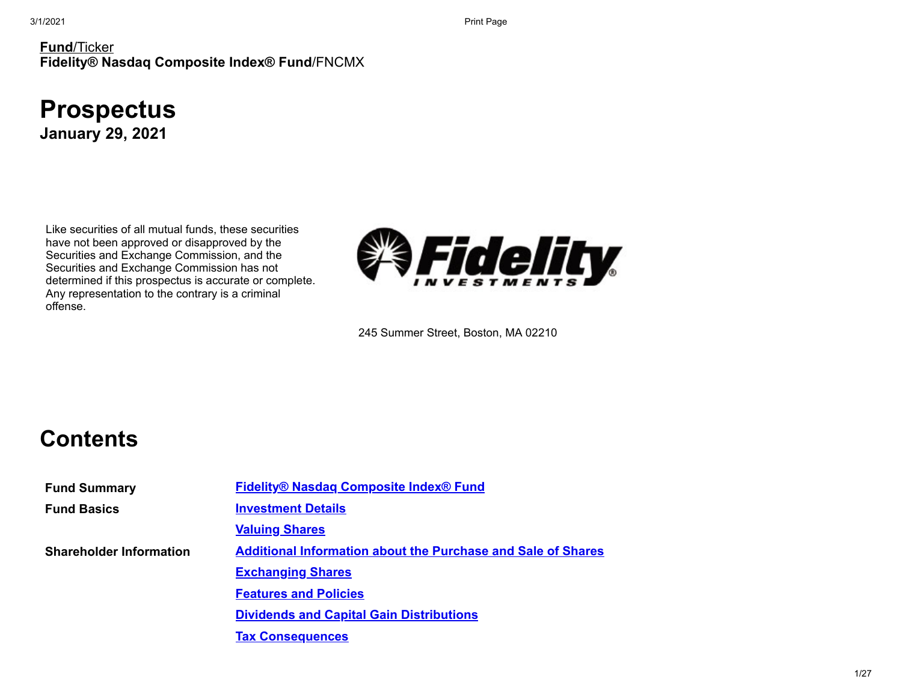**Fund**/Ticker
**Fidelity® Nasdaq Composite Index® Fund**/FNCMX

# Prospectus

**January 29, 2021**

Like securities of all mutual funds, these securities have not been approved or disapproved by the Securities and Exchange Commission, and the Securities and Exchange Commission has not determined if this prospectus is accurate or complete. Any representation to the contrary is a criminal offense.

245 Summer Street, Boston, MA 02210

# Contents

| | |
|---|---|
| **Fund Summary** | **Fidelity® Nasdaq Composite Index® Fund** |
| **Fund Basics** | **Investment Details** |
| | **Valuing Shares** |
| **Shareholder Information** | **Additional Information about the Purchase and Sale of Shares** |
| | **Exchanging Shares** |
| | **Features and Policies** |
| | **Dividends and Capital Gain Distributions** |
| | **Tax Consequences** |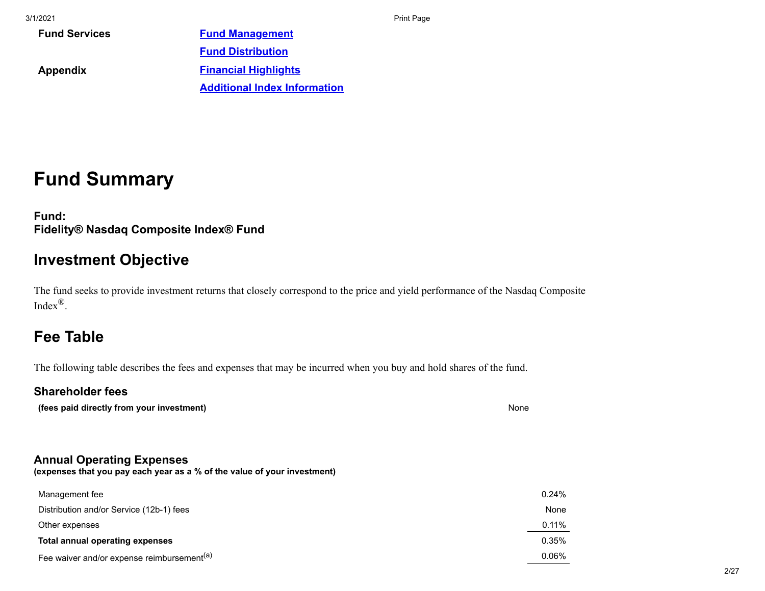| | |
|---|---|
| **Fund Services** | **Fund Management** |
| | **Fund Distribution** |
| **Appendix** | **Financial Highlights** |
| | **Additional Index Information** |

# Fund Summary

**Fund:**
**Fidelity® Nasdaq Composite Index® Fund**

## Investment Objective

The fund seeks to provide investment returns that closely correspond to the price and yield performance of the Nasdaq Composite Index®.

## Fee Table

The following table describes the fees and expenses that may be incurred when you buy and hold shares of the fund.

### Shareholder fees

| | |
|---|---|
| **(fees paid directly from your investment)** | None |

### Annual Operating Expenses

**(expenses that you pay each year as a % of the value of your investment)**

| | |
|---|---|
| Management fee | 0.24% |
| Distribution and/or Service (12b-1) fees | None |
| Other expenses | 0.11% |
| **Total annual operating expenses** | 0.35% |
| Fee waiver and/or expense reimbursement[(a)] | 0.06% |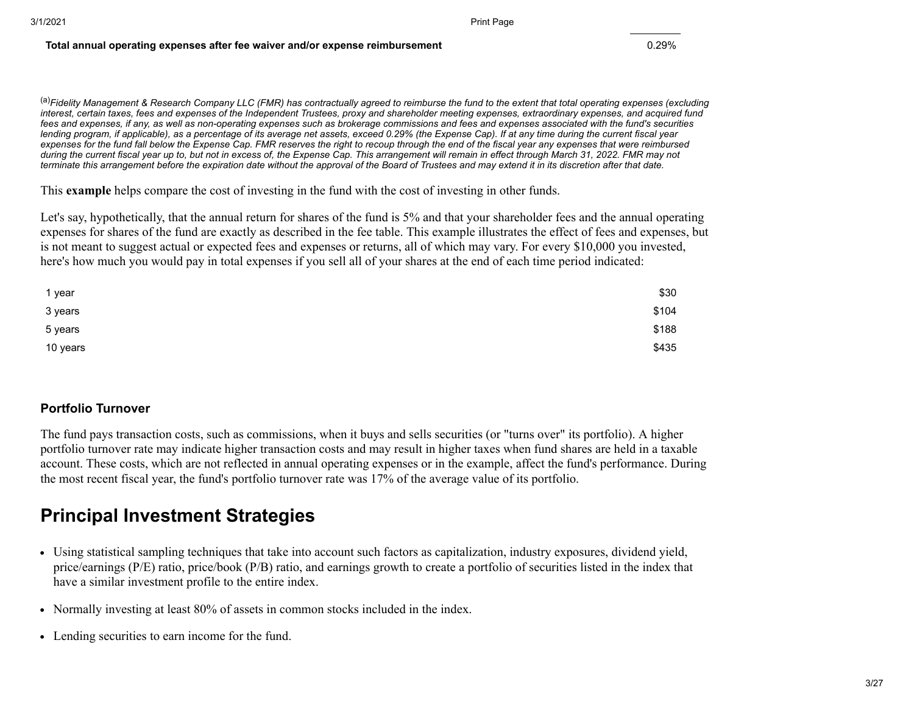| | |
|---|---|
| **Total annual operating expenses after fee waiver and/or expense reimbursement** | 0.29% |

[(a)] *Fidelity Management & Research Company LLC (FMR) has contractually agreed to reimburse the fund to the extent that total operating expenses (excluding interest, certain taxes, fees and expenses of the Independent Trustees, proxy and shareholder meeting expenses, extraordinary expenses, and acquired fund fees and expenses, if any, as well as non-operating expenses such as brokerage commissions and fees and expenses associated with the fund's securities lending program, if applicable), as a percentage of its average net assets, exceed 0.29% (the Expense Cap). If at any time during the current fiscal year expenses for the fund fall below the Expense Cap. FMR reserves the right to recoup through the end of the fiscal year any expenses that were reimbursed during the current fiscal year up to, but not in excess of, the Expense Cap. This arrangement will remain in effect through March 31, 2022. FMR may not terminate this arrangement before the expiration date without the approval of the Board of Trustees and may extend it in its discretion after that date.*

This **example** helps compare the cost of investing in the fund with the cost of investing in other funds.

Let's say, hypothetically, that the annual return for shares of the fund is 5% and that your shareholder fees and the annual operating expenses for shares of the fund are exactly as described in the fee table. This example illustrates the effect of fees and expenses, but is not meant to suggest actual or expected fees and expenses or returns, all of which may vary. For every $10,000 you invested, here's how much you would pay in total expenses if you sell all of your shares at the end of each time period indicated:

| | |
|---|---|
| 1 year | $30 |
| 3 years | $104 |
| 5 years | $188 |
| 10 years | $435 |

### Portfolio Turnover

The fund pays transaction costs, such as commissions, when it buys and sells securities (or "turns over" its portfolio). A higher portfolio turnover rate may indicate higher transaction costs and may result in higher taxes when fund shares are held in a taxable account. These costs, which are not reflected in annual operating expenses or in the example, affect the fund's performance. During the most recent fiscal year, the fund's portfolio turnover rate was 17% of the average value of its portfolio.

## Principal Investment Strategies

- Using statistical sampling techniques that take into account such factors as capitalization, industry exposures, dividend yield, price/earnings (P/E) ratio, price/book (P/B) ratio, and earnings growth to create a portfolio of securities listed in the index that have a similar investment profile to the entire index.
- Normally investing at least 80% of assets in common stocks included in the index.
- Lending securities to earn income for the fund.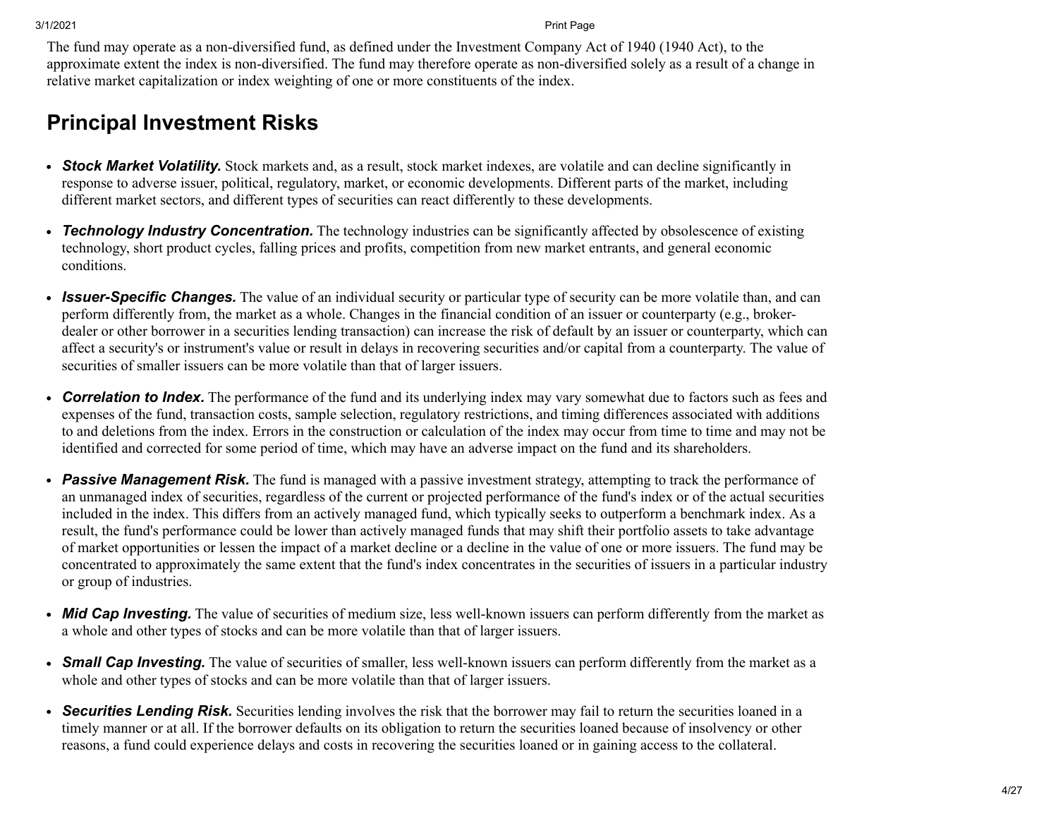The fund may operate as a non-diversified fund, as defined under the Investment Company Act of 1940 (1940 Act), to the approximate extent the index is non-diversified. The fund may therefore operate as non-diversified solely as a result of a change in relative market capitalization or index weighting of one or more constituents of the index.

## Principal Investment Risks

- ***Stock Market Volatility.*** Stock markets and, as a result, stock market indexes, are volatile and can decline significantly in response to adverse issuer, political, regulatory, market, or economic developments. Different parts of the market, including different market sectors, and different types of securities can react differently to these developments.
- ***Technology Industry Concentration.*** The technology industries can be significantly affected by obsolescence of existing technology, short product cycles, falling prices and profits, competition from new market entrants, and general economic conditions.
- ***Issuer-Specific Changes.*** The value of an individual security or particular type of security can be more volatile than, and can perform differently from, the market as a whole. Changes in the financial condition of an issuer or counterparty (e.g., broker-dealer or other borrower in a securities lending transaction) can increase the risk of default by an issuer or counterparty, which can affect a security's or instrument's value or result in delays in recovering securities and/or capital from a counterparty. The value of securities of smaller issuers can be more volatile than that of larger issuers.
- ***Correlation to Index.*** The performance of the fund and its underlying index may vary somewhat due to factors such as fees and expenses of the fund, transaction costs, sample selection, regulatory restrictions, and timing differences associated with additions to and deletions from the index. Errors in the construction or calculation of the index may occur from time to time and may not be identified and corrected for some period of time, which may have an adverse impact on the fund and its shareholders.
- ***Passive Management Risk.*** The fund is managed with a passive investment strategy, attempting to track the performance of an unmanaged index of securities, regardless of the current or projected performance of the fund's index or of the actual securities included in the index. This differs from an actively managed fund, which typically seeks to outperform a benchmark index. As a result, the fund's performance could be lower than actively managed funds that may shift their portfolio assets to take advantage of market opportunities or lessen the impact of a market decline or a decline in the value of one or more issuers. The fund may be concentrated to approximately the same extent that the fund's index concentrates in the securities of issuers in a particular industry or group of industries.
- ***Mid Cap Investing.*** The value of securities of medium size, less well-known issuers can perform differently from the market as a whole and other types of stocks and can be more volatile than that of larger issuers.
- ***Small Cap Investing.*** The value of securities of smaller, less well-known issuers can perform differently from the market as a whole and other types of stocks and can be more volatile than that of larger issuers.
- ***Securities Lending Risk.*** Securities lending involves the risk that the borrower may fail to return the securities loaned in a timely manner or at all. If the borrower defaults on its obligation to return the securities loaned because of insolvency or other reasons, a fund could experience delays and costs in recovering the securities loaned or in gaining access to the collateral.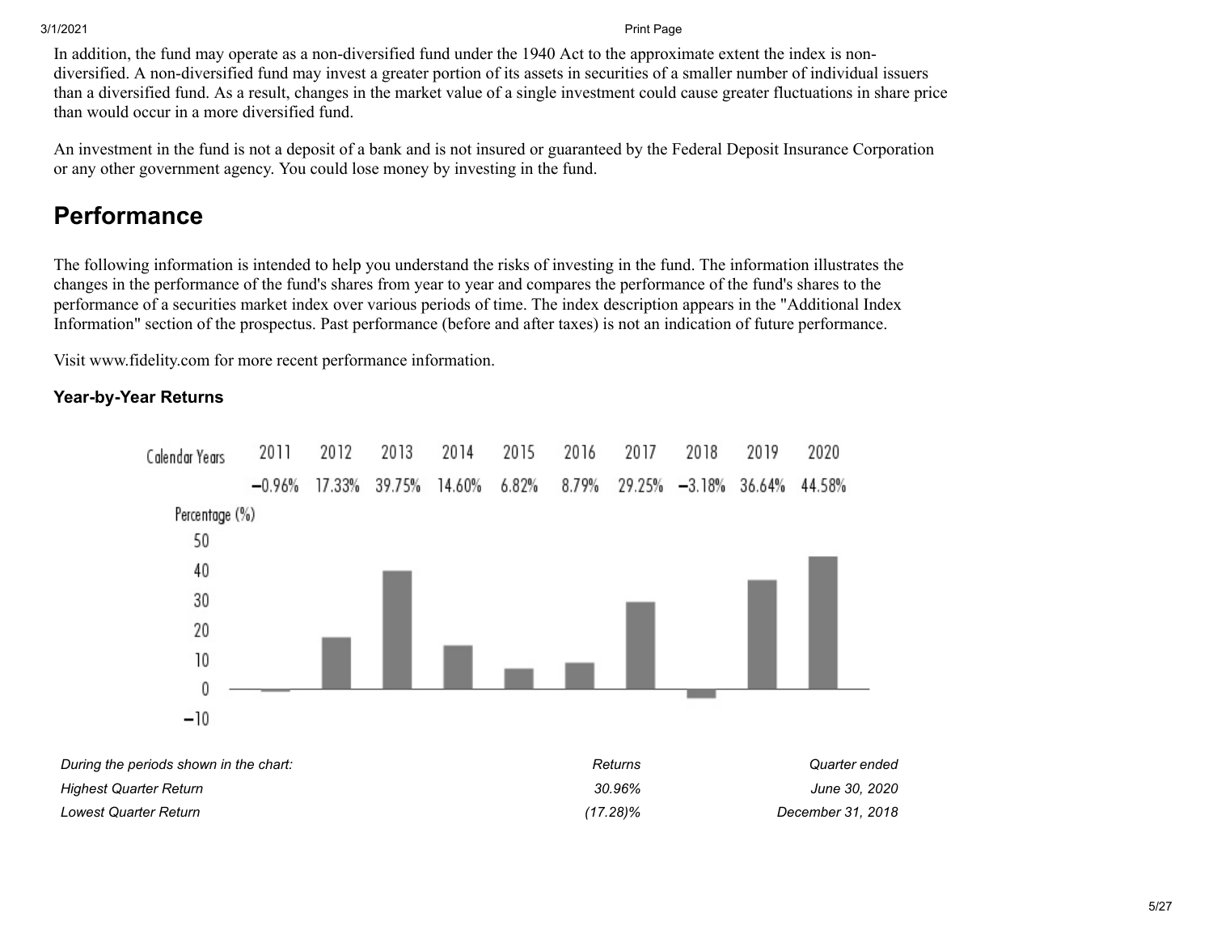In addition, the fund may operate as a non-diversified fund under the 1940 Act to the approximate extent the index is non-diversified. A non-diversified fund may invest a greater portion of its assets in securities of a smaller number of individual issuers than a diversified fund. As a result, changes in the market value of a single investment could cause greater fluctuations in share price than would occur in a more diversified fund.

An investment in the fund is not a deposit of a bank and is not insured or guaranteed by the Federal Deposit Insurance Corporation or any other government agency. You could lose money by investing in the fund.

## Performance

The following information is intended to help you understand the risks of investing in the fund. The information illustrates the changes in the performance of the fund's shares from year to year and compares the performance of the fund's shares to the performance of a securities market index over various periods of time. The index description appears in the "Additional Index Information" section of the prospectus. Past performance (before and after taxes) is not an indication of future performance.

Visit www.fidelity.com for more recent performance information.

### Year-by-Year Returns

| Calendar Years | 2011 | 2012 | 2013 | 2014 | 2015 | 2016 | 2017 | 2018 | 2019 | 2020 |
|---|---|---|---|---|---|---|---|---|---|---|
| Percentage (%) | −0.96% | 17.33% | 39.75% | 14.60% | 6.82% | 8.79% | 29.25% | −3.18% | 36.64% | 44.58% |

| *During the periods shown in the chart:* | *Returns* | *Quarter ended* |
|---|---|---|
| *Highest Quarter Return* | *30.96%* | *June 30, 2020* |
| *Lowest Quarter Return* | *(17.28)%* | *December 31, 2018* |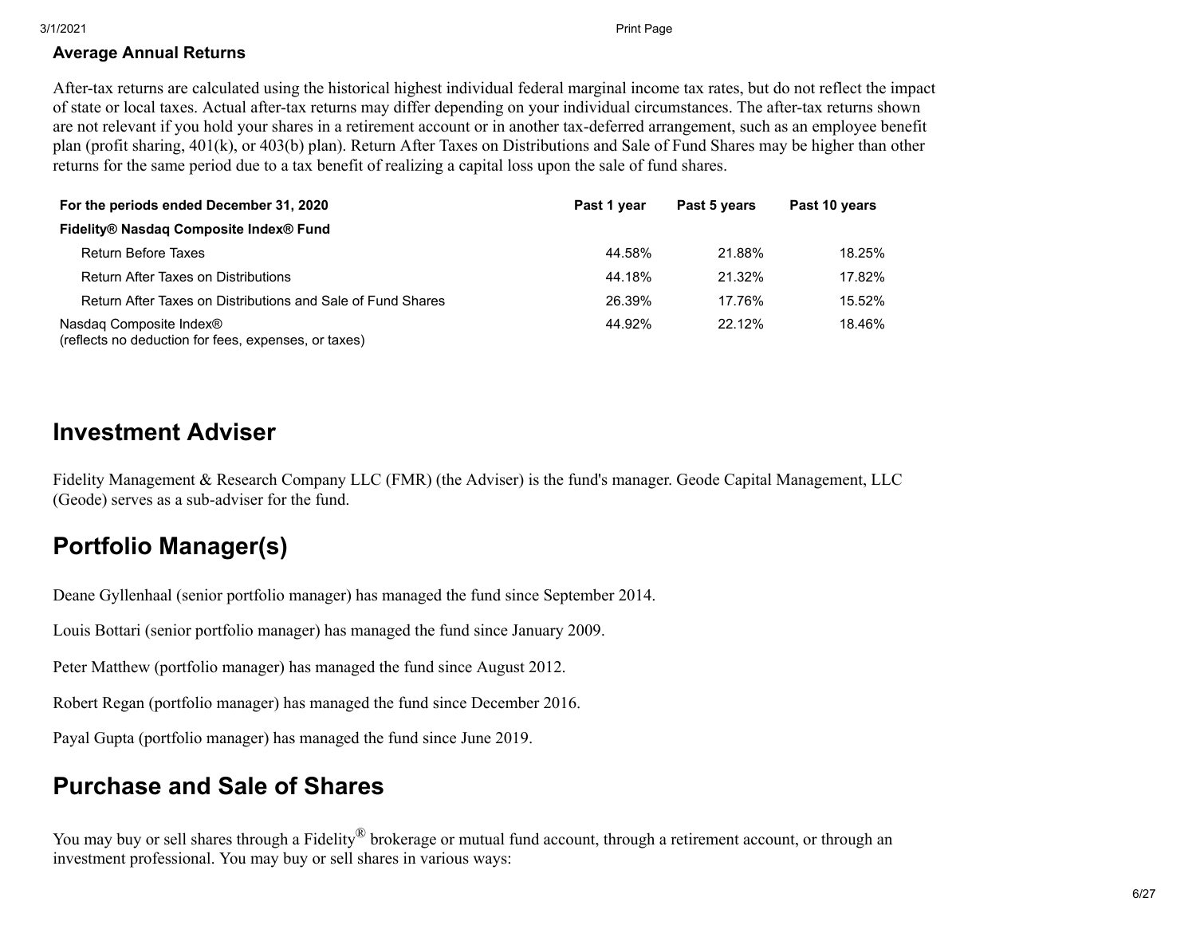### Average Annual Returns

After-tax returns are calculated using the historical highest individual federal marginal income tax rates, but do not reflect the impact of state or local taxes. Actual after-tax returns may differ depending on your individual circumstances. The after-tax returns shown are not relevant if you hold your shares in a retirement account or in another tax-deferred arrangement, such as an employee benefit plan (profit sharing, 401(k), or 403(b) plan). Return After Taxes on Distributions and Sale of Fund Shares may be higher than other returns for the same period due to a tax benefit of realizing a capital loss upon the sale of fund shares.

| For the periods ended December 31, 2020 | Past 1 year | Past 5 years | Past 10 years |
|---|---|---|---|
| **Fidelity® Nasdaq Composite Index® Fund** | | | |
| Return Before Taxes | 44.58% | 21.88% | 18.25% |
| Return After Taxes on Distributions | 44.18% | 21.32% | 17.82% |
| Return After Taxes on Distributions and Sale of Fund Shares | 26.39% | 17.76% | 15.52% |
| Nasdaq Composite Index® (reflects no deduction for fees, expenses, or taxes) | 44.92% | 22.12% | 18.46% |

## Investment Adviser

Fidelity Management & Research Company LLC (FMR) (the Adviser) is the fund's manager. Geode Capital Management, LLC (Geode) serves as a sub-adviser for the fund.

## Portfolio Manager(s)

Deane Gyllenhaal (senior portfolio manager) has managed the fund since September 2014.

Louis Bottari (senior portfolio manager) has managed the fund since January 2009.

Peter Matthew (portfolio manager) has managed the fund since August 2012.

Robert Regan (portfolio manager) has managed the fund since December 2016.

Payal Gupta (portfolio manager) has managed the fund since June 2019.

## Purchase and Sale of Shares

You may buy or sell shares through a Fidelity® brokerage or mutual fund account, through a retirement account, or through an investment professional. You may buy or sell shares in various ways: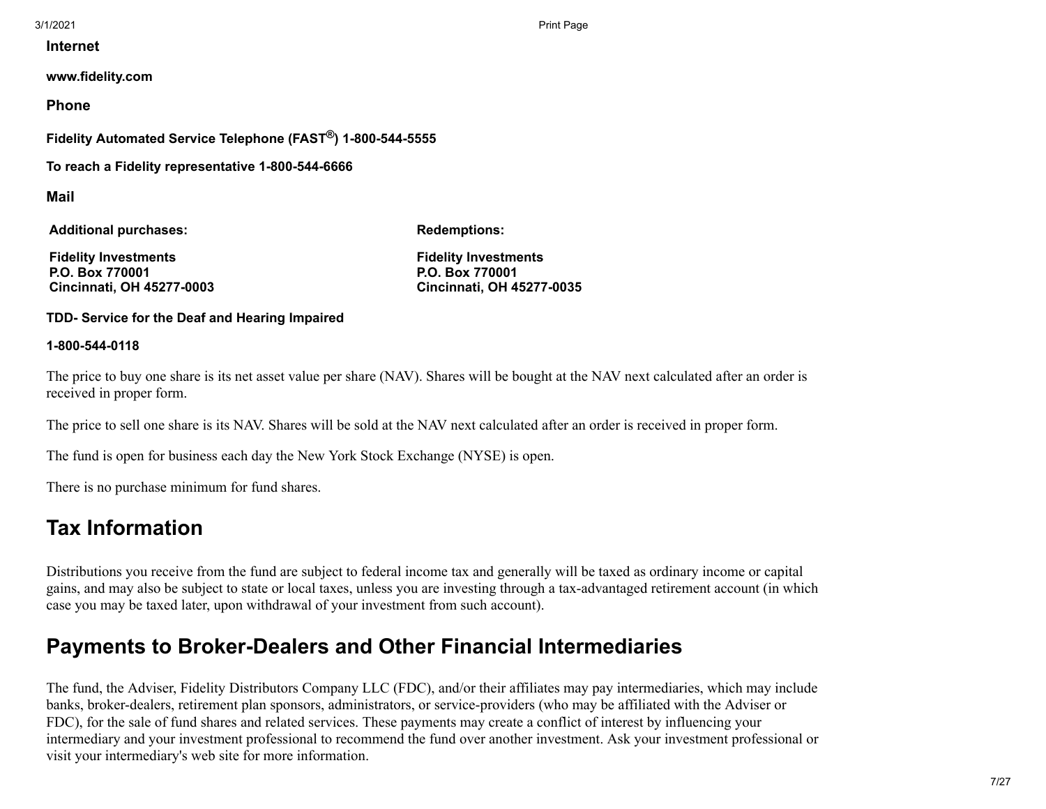**Internet**

**www.fidelity.com**

**Phone**

**Fidelity Automated Service Telephone (FAST®) 1-800-544-5555**

**To reach a Fidelity representative 1-800-544-6666**

**Mail**

| **Additional purchases:** | **Redemptions:** |
|---|---|
| **Fidelity Investments**<br>**P.O. Box 770001**<br>**Cincinnati, OH 45277-0003** | **Fidelity Investments**<br>**P.O. Box 770001**<br>**Cincinnati, OH 45277-0035** |

**TDD- Service for the Deaf and Hearing Impaired**

**1-800-544-0118**

The price to buy one share is its net asset value per share (NAV). Shares will be bought at the NAV next calculated after an order is received in proper form.

The price to sell one share is its NAV. Shares will be sold at the NAV next calculated after an order is received in proper form.

The fund is open for business each day the New York Stock Exchange (NYSE) is open.

There is no purchase minimum for fund shares.

## Tax Information

Distributions you receive from the fund are subject to federal income tax and generally will be taxed as ordinary income or capital gains, and may also be subject to state or local taxes, unless you are investing through a tax-advantaged retirement account (in which case you may be taxed later, upon withdrawal of your investment from such account).

## Payments to Broker-Dealers and Other Financial Intermediaries

The fund, the Adviser, Fidelity Distributors Company LLC (FDC), and/or their affiliates may pay intermediaries, which may include banks, broker-dealers, retirement plan sponsors, administrators, or service-providers (who may be affiliated with the Adviser or FDC), for the sale of fund shares and related services. These payments may create a conflict of interest by influencing your intermediary and your investment professional to recommend the fund over another investment. Ask your investment professional or visit your intermediary's web site for more information.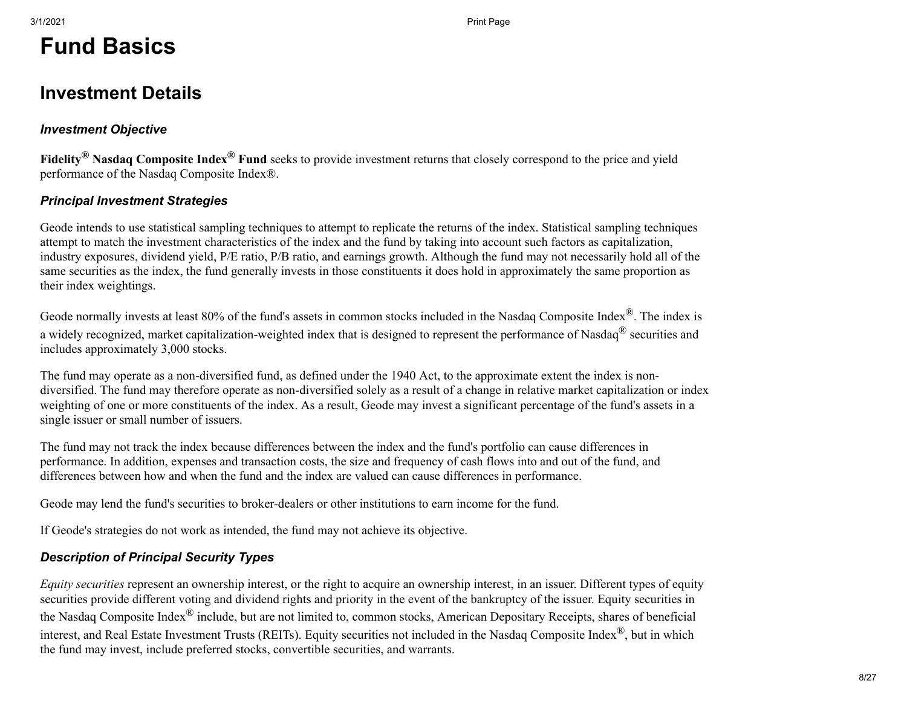# Fund Basics

## Investment Details

### *Investment Objective*

**Fidelity® Nasdaq Composite Index® Fund** seeks to provide investment returns that closely correspond to the price and yield performance of the Nasdaq Composite Index®.

### *Principal Investment Strategies*

Geode intends to use statistical sampling techniques to attempt to replicate the returns of the index. Statistical sampling techniques attempt to match the investment characteristics of the index and the fund by taking into account such factors as capitalization, industry exposures, dividend yield, P/E ratio, P/B ratio, and earnings growth. Although the fund may not necessarily hold all of the same securities as the index, the fund generally invests in those constituents it does hold in approximately the same proportion as their index weightings.

Geode normally invests at least 80% of the fund's assets in common stocks included in the Nasdaq Composite Index®. The index is a widely recognized, market capitalization-weighted index that is designed to represent the performance of Nasdaq® securities and includes approximately 3,000 stocks.

The fund may operate as a non-diversified fund, as defined under the 1940 Act, to the approximate extent the index is non-diversified. The fund may therefore operate as non-diversified solely as a result of a change in relative market capitalization or index weighting of one or more constituents of the index. As a result, Geode may invest a significant percentage of the fund's assets in a single issuer or small number of issuers.

The fund may not track the index because differences between the index and the fund's portfolio can cause differences in performance. In addition, expenses and transaction costs, the size and frequency of cash flows into and out of the fund, and differences between how and when the fund and the index are valued can cause differences in performance.

Geode may lend the fund's securities to broker-dealers or other institutions to earn income for the fund.

If Geode's strategies do not work as intended, the fund may not achieve its objective.

### *Description of Principal Security Types*

*Equity securities* represent an ownership interest, or the right to acquire an ownership interest, in an issuer. Different types of equity securities provide different voting and dividend rights and priority in the event of the bankruptcy of the issuer. Equity securities in the Nasdaq Composite Index® include, but are not limited to, common stocks, American Depositary Receipts, shares of beneficial interest, and Real Estate Investment Trusts (REITs). Equity securities not included in the Nasdaq Composite Index®, but in which the fund may invest, include preferred stocks, convertible securities, and warrants.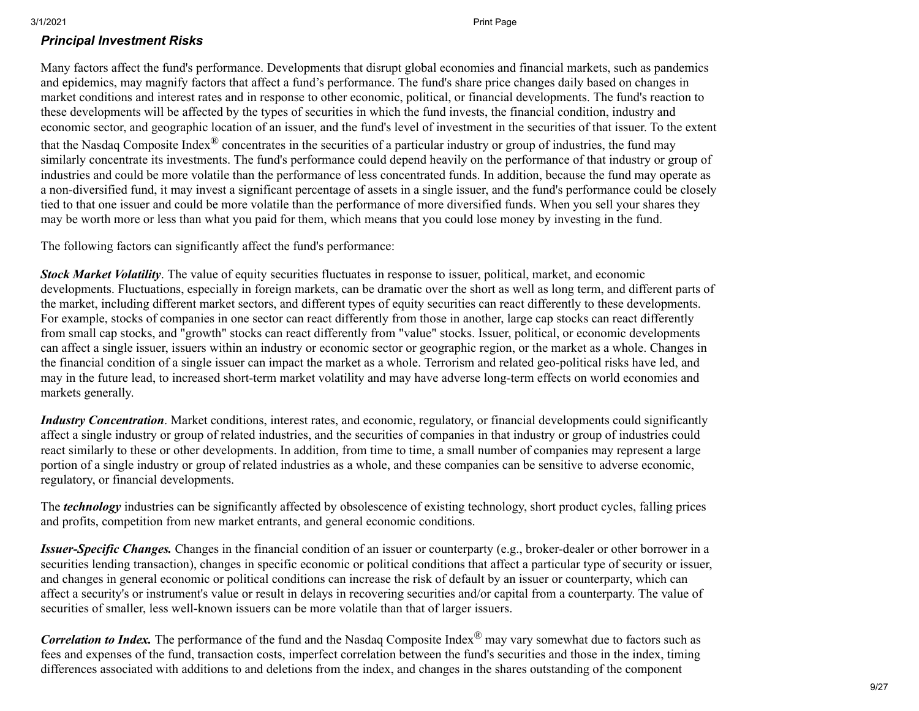### *Principal Investment Risks*

Many factors affect the fund's performance. Developments that disrupt global economies and financial markets, such as pandemics and epidemics, may magnify factors that affect a fund's performance. The fund's share price changes daily based on changes in market conditions and interest rates and in response to other economic, political, or financial developments. The fund's reaction to these developments will be affected by the types of securities in which the fund invests, the financial condition, industry and economic sector, and geographic location of an issuer, and the fund's level of investment in the securities of that issuer. To the extent that the Nasdaq Composite Index® concentrates in the securities of a particular industry or group of industries, the fund may similarly concentrate its investments. The fund's performance could depend heavily on the performance of that industry or group of industries and could be more volatile than the performance of less concentrated funds. In addition, because the fund may operate as a non-diversified fund, it may invest a significant percentage of assets in a single issuer, and the fund's performance could be closely tied to that one issuer and could be more volatile than the performance of more diversified funds. When you sell your shares they may be worth more or less than what you paid for them, which means that you could lose money by investing in the fund.

The following factors can significantly affect the fund's performance:

***Stock Market Volatility***. The value of equity securities fluctuates in response to issuer, political, market, and economic developments. Fluctuations, especially in foreign markets, can be dramatic over the short as well as long term, and different parts of the market, including different market sectors, and different types of equity securities can react differently to these developments. For example, stocks of companies in one sector can react differently from those in another, large cap stocks can react differently from small cap stocks, and "growth" stocks can react differently from "value" stocks. Issuer, political, or economic developments can affect a single issuer, issuers within an industry or economic sector or geographic region, or the market as a whole. Changes in the financial condition of a single issuer can impact the market as a whole. Terrorism and related geo-political risks have led, and may in the future lead, to increased short-term market volatility and may have adverse long-term effects on world economies and markets generally.

***Industry Concentration***. Market conditions, interest rates, and economic, regulatory, or financial developments could significantly affect a single industry or group of related industries, and the securities of companies in that industry or group of industries could react similarly to these or other developments. In addition, from time to time, a small number of companies may represent a large portion of a single industry or group of related industries as a whole, and these companies can be sensitive to adverse economic, regulatory, or financial developments.

The ***technology*** industries can be significantly affected by obsolescence of existing technology, short product cycles, falling prices and profits, competition from new market entrants, and general economic conditions.

***Issuer-Specific Changes.*** Changes in the financial condition of an issuer or counterparty (e.g., broker-dealer or other borrower in a securities lending transaction), changes in specific economic or political conditions that affect a particular type of security or issuer, and changes in general economic or political conditions can increase the risk of default by an issuer or counterparty, which can affect a security's or instrument's value or result in delays in recovering securities and/or capital from a counterparty. The value of securities of smaller, less well-known issuers can be more volatile than that of larger issuers.

***Correlation to Index.*** The performance of the fund and the Nasdaq Composite Index® may vary somewhat due to factors such as fees and expenses of the fund, transaction costs, imperfect correlation between the fund's securities and those in the index, timing differences associated with additions to and deletions from the index, and changes in the shares outstanding of the component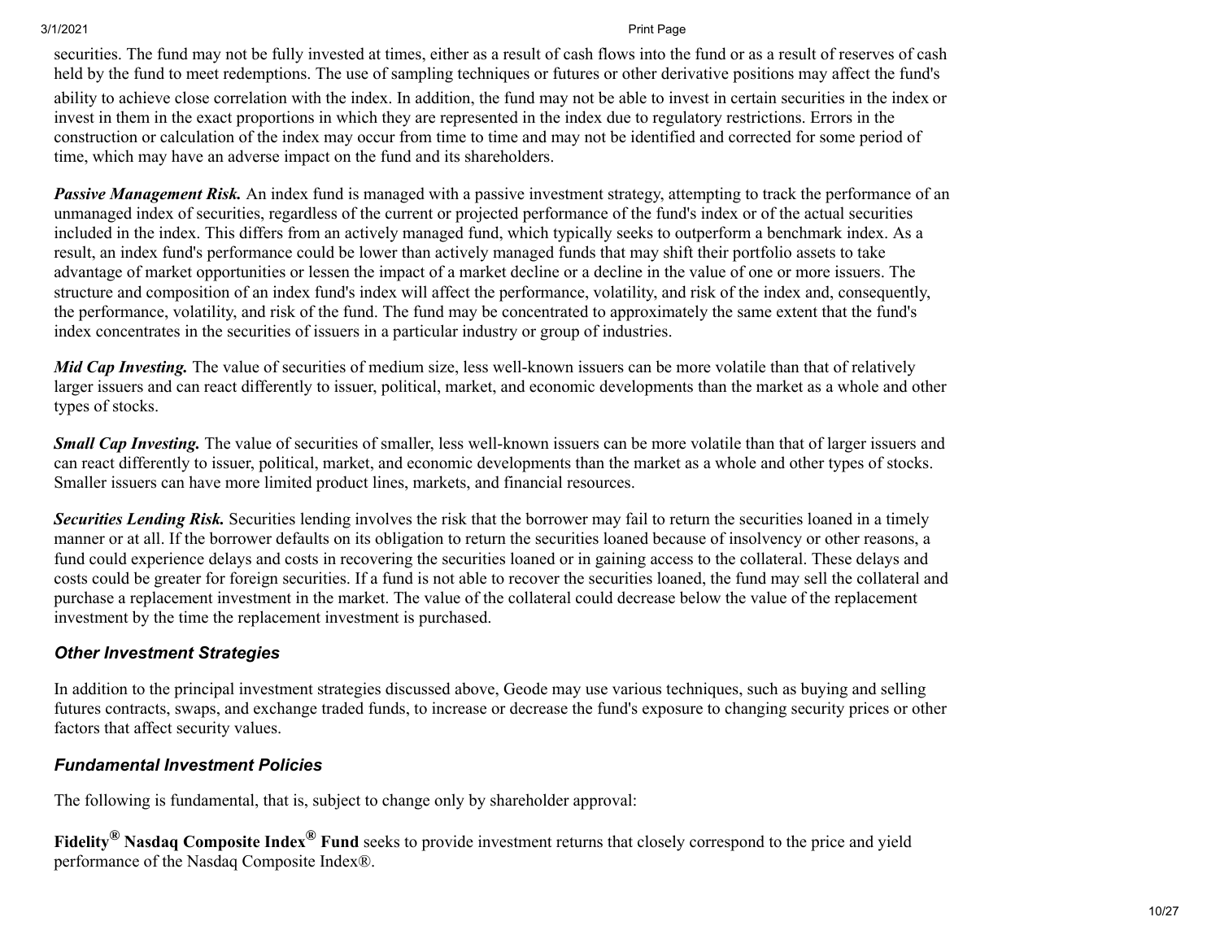securities. The fund may not be fully invested at times, either as a result of cash flows into the fund or as a result of reserves of cash held by the fund to meet redemptions. The use of sampling techniques or futures or other derivative positions may affect the fund's ability to achieve close correlation with the index. In addition, the fund may not be able to invest in certain securities in the index or invest in them in the exact proportions in which they are represented in the index due to regulatory restrictions. Errors in the construction or calculation of the index may occur from time to time and may not be identified and corrected for some period of time, which may have an adverse impact on the fund and its shareholders.

***Passive Management Risk.*** An index fund is managed with a passive investment strategy, attempting to track the performance of an unmanaged index of securities, regardless of the current or projected performance of the fund's index or of the actual securities included in the index. This differs from an actively managed fund, which typically seeks to outperform a benchmark index. As a result, an index fund's performance could be lower than actively managed funds that may shift their portfolio assets to take advantage of market opportunities or lessen the impact of a market decline or a decline in the value of one or more issuers. The structure and composition of an index fund's index will affect the performance, volatility, and risk of the index and, consequently, the performance, volatility, and risk of the fund. The fund may be concentrated to approximately the same extent that the fund's index concentrates in the securities of issuers in a particular industry or group of industries.

***Mid Cap Investing.*** The value of securities of medium size, less well-known issuers can be more volatile than that of relatively larger issuers and can react differently to issuer, political, market, and economic developments than the market as a whole and other types of stocks.

***Small Cap Investing.*** The value of securities of smaller, less well-known issuers can be more volatile than that of larger issuers and can react differently to issuer, political, market, and economic developments than the market as a whole and other types of stocks. Smaller issuers can have more limited product lines, markets, and financial resources.

***Securities Lending Risk.*** Securities lending involves the risk that the borrower may fail to return the securities loaned in a timely manner or at all. If the borrower defaults on its obligation to return the securities loaned because of insolvency or other reasons, a fund could experience delays and costs in recovering the securities loaned or in gaining access to the collateral. These delays and costs could be greater for foreign securities. If a fund is not able to recover the securities loaned, the fund may sell the collateral and purchase a replacement investment in the market. The value of the collateral could decrease below the value of the replacement investment by the time the replacement investment is purchased.

### *Other Investment Strategies*

In addition to the principal investment strategies discussed above, Geode may use various techniques, such as buying and selling futures contracts, swaps, and exchange traded funds, to increase or decrease the fund's exposure to changing security prices or other factors that affect security values.

### *Fundamental Investment Policies*

The following is fundamental, that is, subject to change only by shareholder approval:

**Fidelity® Nasdaq Composite Index® Fund** seeks to provide investment returns that closely correspond to the price and yield performance of the Nasdaq Composite Index®.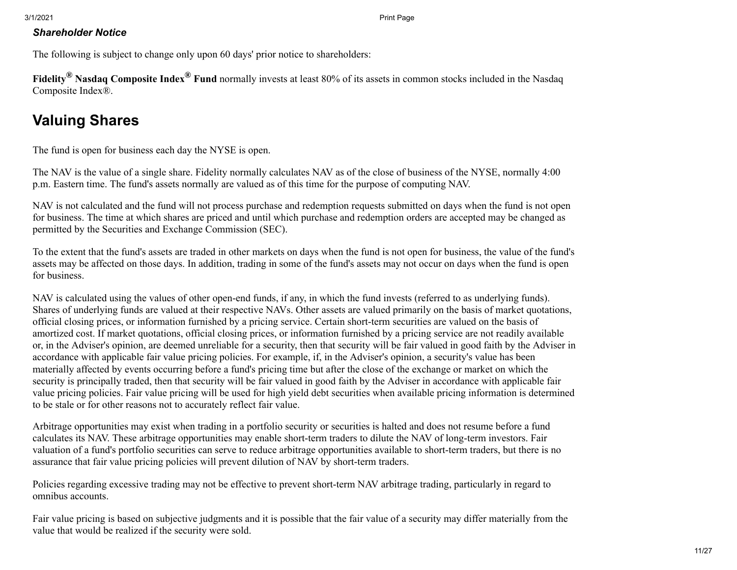***Shareholder Notice***

The following is subject to change only upon 60 days' prior notice to shareholders:

**Fidelity® Nasdaq Composite Index® Fund** normally invests at least 80% of its assets in common stocks included in the Nasdaq Composite Index®.

## Valuing Shares

The fund is open for business each day the NYSE is open.

The NAV is the value of a single share. Fidelity normally calculates NAV as of the close of business of the NYSE, normally 4:00 p.m. Eastern time. The fund's assets normally are valued as of this time for the purpose of computing NAV.

NAV is not calculated and the fund will not process purchase and redemption requests submitted on days when the fund is not open for business. The time at which shares are priced and until which purchase and redemption orders are accepted may be changed as permitted by the Securities and Exchange Commission (SEC).

To the extent that the fund's assets are traded in other markets on days when the fund is not open for business, the value of the fund's assets may be affected on those days. In addition, trading in some of the fund's assets may not occur on days when the fund is open for business.

NAV is calculated using the values of other open-end funds, if any, in which the fund invests (referred to as underlying funds). Shares of underlying funds are valued at their respective NAVs. Other assets are valued primarily on the basis of market quotations, official closing prices, or information furnished by a pricing service. Certain short-term securities are valued on the basis of amortized cost. If market quotations, official closing prices, or information furnished by a pricing service are not readily available or, in the Adviser's opinion, are deemed unreliable for a security, then that security will be fair valued in good faith by the Adviser in accordance with applicable fair value pricing policies. For example, if, in the Adviser's opinion, a security's value has been materially affected by events occurring before a fund's pricing time but after the close of the exchange or market on which the security is principally traded, then that security will be fair valued in good faith by the Adviser in accordance with applicable fair value pricing policies. Fair value pricing will be used for high yield debt securities when available pricing information is determined to be stale or for other reasons not to accurately reflect fair value.

Arbitrage opportunities may exist when trading in a portfolio security or securities is halted and does not resume before a fund calculates its NAV. These arbitrage opportunities may enable short-term traders to dilute the NAV of long-term investors. Fair valuation of a fund's portfolio securities can serve to reduce arbitrage opportunities available to short-term traders, but there is no assurance that fair value pricing policies will prevent dilution of NAV by short-term traders.

Policies regarding excessive trading may not be effective to prevent short-term NAV arbitrage trading, particularly in regard to omnibus accounts.

Fair value pricing is based on subjective judgments and it is possible that the fair value of a security may differ materially from the value that would be realized if the security were sold.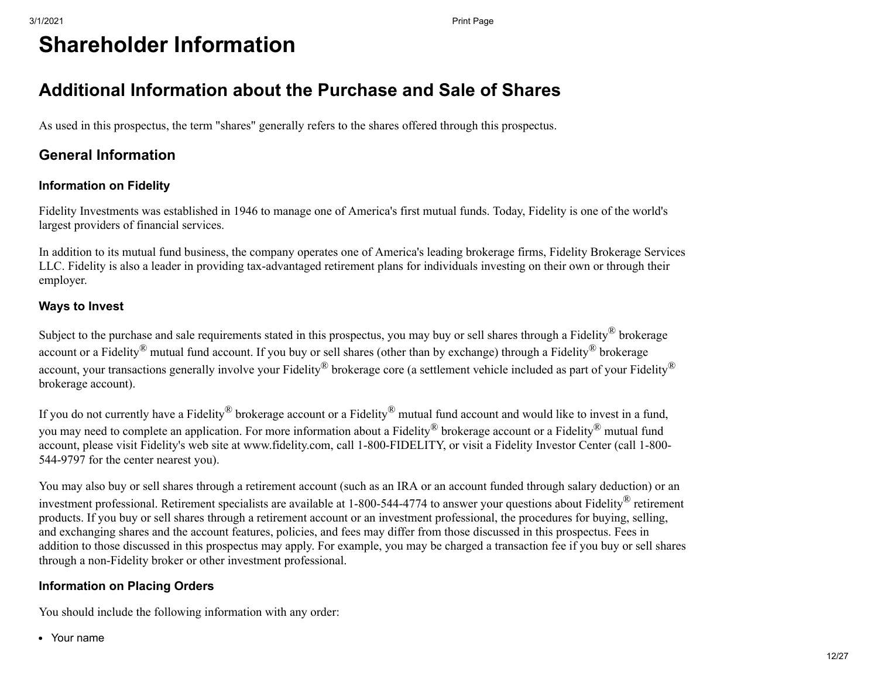# Shareholder Information

## Additional Information about the Purchase and Sale of Shares

As used in this prospectus, the term "shares" generally refers to the shares offered through this prospectus.

### General Information

#### Information on Fidelity

Fidelity Investments was established in 1946 to manage one of America's first mutual funds. Today, Fidelity is one of the world's largest providers of financial services.

In addition to its mutual fund business, the company operates one of America's leading brokerage firms, Fidelity Brokerage Services LLC. Fidelity is also a leader in providing tax-advantaged retirement plans for individuals investing on their own or through their employer.

#### Ways to Invest

Subject to the purchase and sale requirements stated in this prospectus, you may buy or sell shares through a Fidelity® brokerage account or a Fidelity® mutual fund account. If you buy or sell shares (other than by exchange) through a Fidelity® brokerage account, your transactions generally involve your Fidelity® brokerage core (a settlement vehicle included as part of your Fidelity® brokerage account).

If you do not currently have a Fidelity® brokerage account or a Fidelity® mutual fund account and would like to invest in a fund, you may need to complete an application. For more information about a Fidelity® brokerage account or a Fidelity® mutual fund account, please visit Fidelity's web site at www.fidelity.com, call 1-800-FIDELITY, or visit a Fidelity Investor Center (call 1-800-544-9797 for the center nearest you).

You may also buy or sell shares through a retirement account (such as an IRA or an account funded through salary deduction) or an investment professional. Retirement specialists are available at 1-800-544-4774 to answer your questions about Fidelity® retirement products. If you buy or sell shares through a retirement account or an investment professional, the procedures for buying, selling, and exchanging shares and the account features, policies, and fees may differ from those discussed in this prospectus. Fees in addition to those discussed in this prospectus may apply. For example, you may be charged a transaction fee if you buy or sell shares through a non-Fidelity broker or other investment professional.

#### Information on Placing Orders

You should include the following information with any order:

- Your name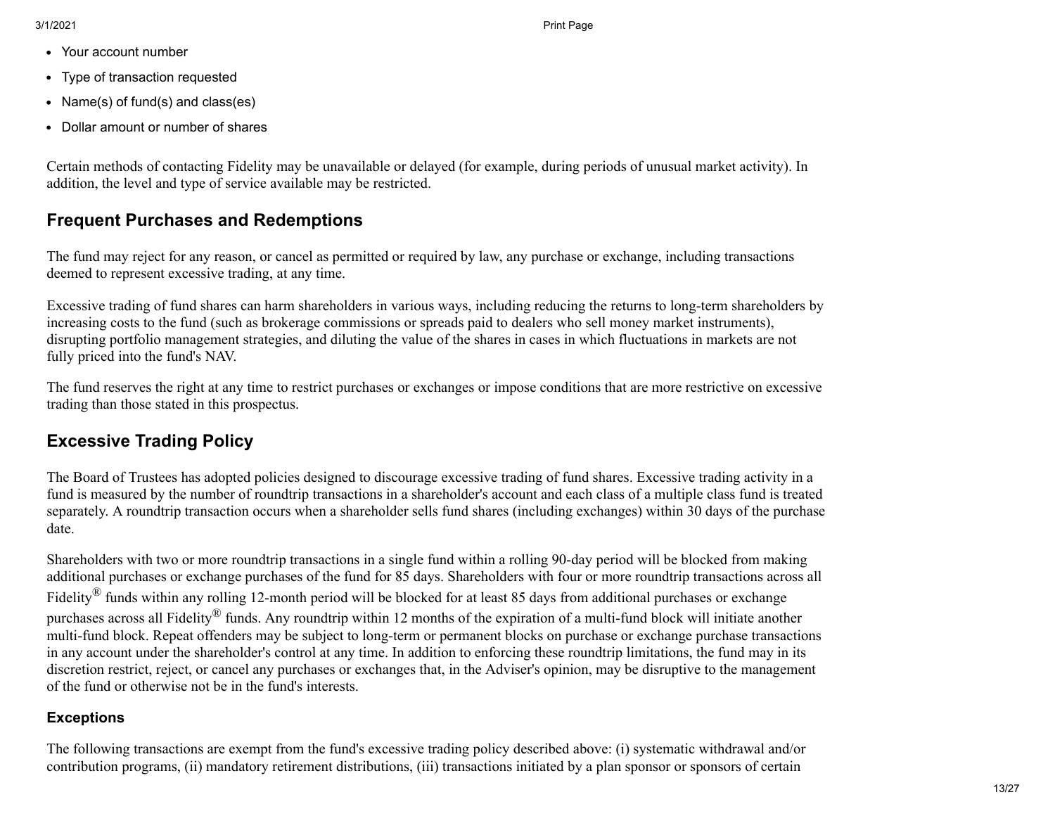- Your account number
- Type of transaction requested
- Name(s) of fund(s) and class(es)
- Dollar amount or number of shares

Certain methods of contacting Fidelity may be unavailable or delayed (for example, during periods of unusual market activity). In addition, the level and type of service available may be restricted.

## Frequent Purchases and Redemptions

The fund may reject for any reason, or cancel as permitted or required by law, any purchase or exchange, including transactions deemed to represent excessive trading, at any time.

Excessive trading of fund shares can harm shareholders in various ways, including reducing the returns to long-term shareholders by increasing costs to the fund (such as brokerage commissions or spreads paid to dealers who sell money market instruments), disrupting portfolio management strategies, and diluting the value of the shares in cases in which fluctuations in markets are not fully priced into the fund's NAV.

The fund reserves the right at any time to restrict purchases or exchanges or impose conditions that are more restrictive on excessive trading than those stated in this prospectus.

## Excessive Trading Policy

The Board of Trustees has adopted policies designed to discourage excessive trading of fund shares. Excessive trading activity in a fund is measured by the number of roundtrip transactions in a shareholder's account and each class of a multiple class fund is treated separately. A roundtrip transaction occurs when a shareholder sells fund shares (including exchanges) within 30 days of the purchase date.

Shareholders with two or more roundtrip transactions in a single fund within a rolling 90-day period will be blocked from making additional purchases or exchange purchases of the fund for 85 days. Shareholders with four or more roundtrip transactions across all Fidelity® funds within any rolling 12-month period will be blocked for at least 85 days from additional purchases or exchange purchases across all Fidelity® funds. Any roundtrip within 12 months of the expiration of a multi-fund block will initiate another multi-fund block. Repeat offenders may be subject to long-term or permanent blocks on purchase or exchange purchase transactions in any account under the shareholder's control at any time. In addition to enforcing these roundtrip limitations, the fund may in its discretion restrict, reject, or cancel any purchases or exchanges that, in the Adviser's opinion, may be disruptive to the management of the fund or otherwise not be in the fund's interests.

### Exceptions

The following transactions are exempt from the fund's excessive trading policy described above: (i) systematic withdrawal and/or contribution programs, (ii) mandatory retirement distributions, (iii) transactions initiated by a plan sponsor or sponsors of certain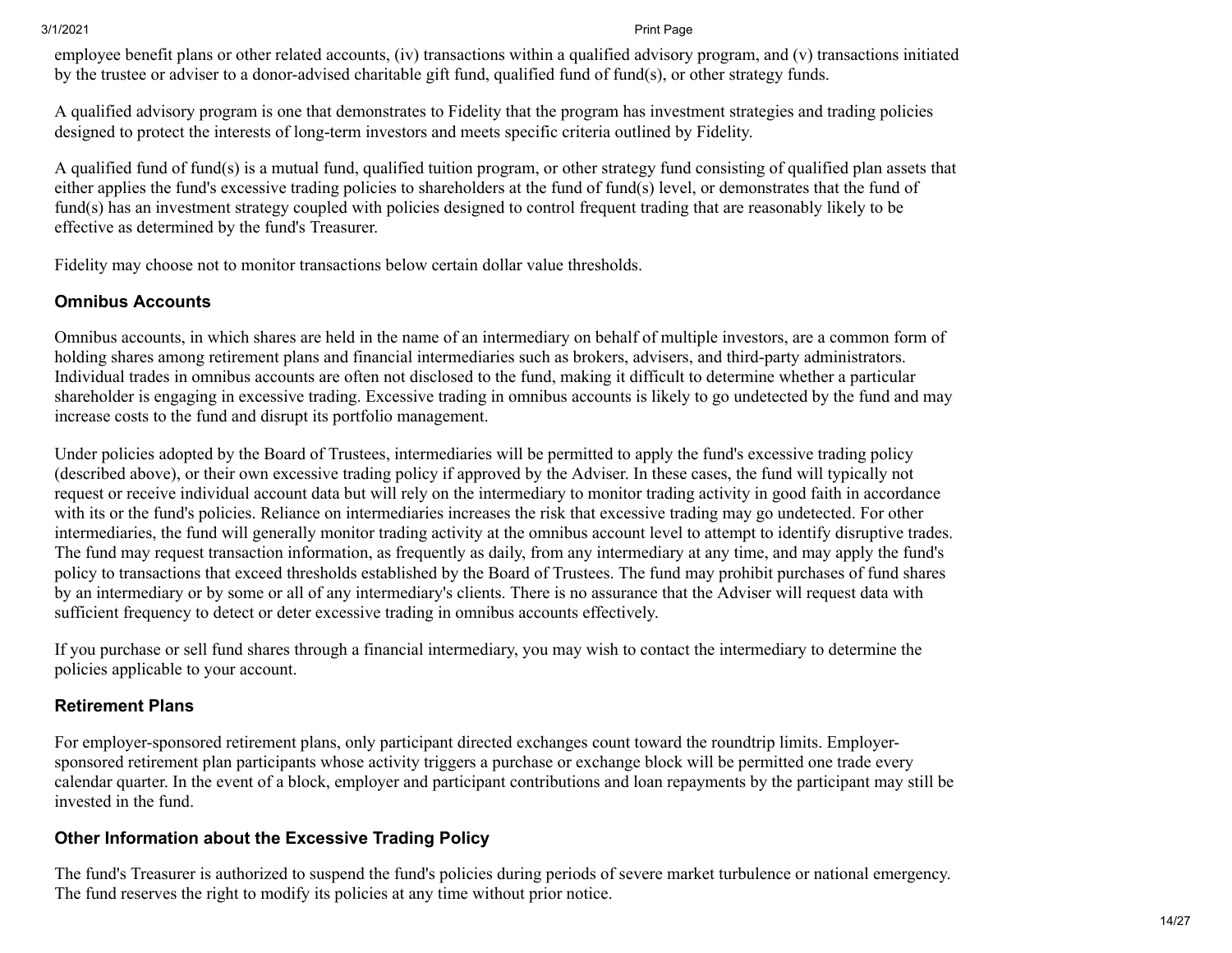employee benefit plans or other related accounts, (iv) transactions within a qualified advisory program, and (v) transactions initiated by the trustee or adviser to a donor-advised charitable gift fund, qualified fund of fund(s), or other strategy funds.

A qualified advisory program is one that demonstrates to Fidelity that the program has investment strategies and trading policies designed to protect the interests of long-term investors and meets specific criteria outlined by Fidelity.

A qualified fund of fund(s) is a mutual fund, qualified tuition program, or other strategy fund consisting of qualified plan assets that either applies the fund's excessive trading policies to shareholders at the fund of fund(s) level, or demonstrates that the fund of fund(s) has an investment strategy coupled with policies designed to control frequent trading that are reasonably likely to be effective as determined by the fund's Treasurer.

Fidelity may choose not to monitor transactions below certain dollar value thresholds.

### Omnibus Accounts

Omnibus accounts, in which shares are held in the name of an intermediary on behalf of multiple investors, are a common form of holding shares among retirement plans and financial intermediaries such as brokers, advisers, and third-party administrators. Individual trades in omnibus accounts are often not disclosed to the fund, making it difficult to determine whether a particular shareholder is engaging in excessive trading. Excessive trading in omnibus accounts is likely to go undetected by the fund and may increase costs to the fund and disrupt its portfolio management.

Under policies adopted by the Board of Trustees, intermediaries will be permitted to apply the fund's excessive trading policy (described above), or their own excessive trading policy if approved by the Adviser. In these cases, the fund will typically not request or receive individual account data but will rely on the intermediary to monitor trading activity in good faith in accordance with its or the fund's policies. Reliance on intermediaries increases the risk that excessive trading may go undetected. For other intermediaries, the fund will generally monitor trading activity at the omnibus account level to attempt to identify disruptive trades. The fund may request transaction information, as frequently as daily, from any intermediary at any time, and may apply the fund's policy to transactions that exceed thresholds established by the Board of Trustees. The fund may prohibit purchases of fund shares by an intermediary or by some or all of any intermediary's clients. There is no assurance that the Adviser will request data with sufficient frequency to detect or deter excessive trading in omnibus accounts effectively.

If you purchase or sell fund shares through a financial intermediary, you may wish to contact the intermediary to determine the policies applicable to your account.

### Retirement Plans

For employer-sponsored retirement plans, only participant directed exchanges count toward the roundtrip limits. Employer-sponsored retirement plan participants whose activity triggers a purchase or exchange block will be permitted one trade every calendar quarter. In the event of a block, employer and participant contributions and loan repayments by the participant may still be invested in the fund.

### Other Information about the Excessive Trading Policy

The fund's Treasurer is authorized to suspend the fund's policies during periods of severe market turbulence or national emergency. The fund reserves the right to modify its policies at any time without prior notice.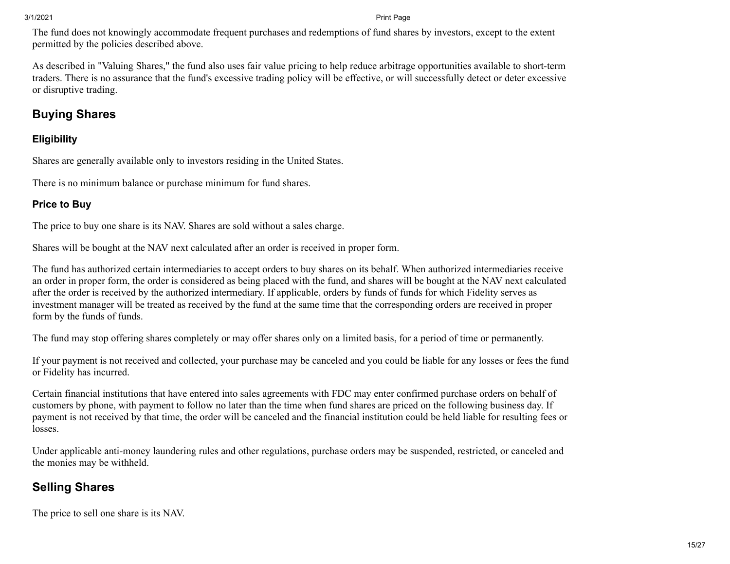The fund does not knowingly accommodate frequent purchases and redemptions of fund shares by investors, except to the extent permitted by the policies described above.

As described in "Valuing Shares," the fund also uses fair value pricing to help reduce arbitrage opportunities available to short-term traders. There is no assurance that the fund's excessive trading policy will be effective, or will successfully detect or deter excessive or disruptive trading.

## Buying Shares

### Eligibility

Shares are generally available only to investors residing in the United States.

There is no minimum balance or purchase minimum for fund shares.

### Price to Buy

The price to buy one share is its NAV. Shares are sold without a sales charge.

Shares will be bought at the NAV next calculated after an order is received in proper form.

The fund has authorized certain intermediaries to accept orders to buy shares on its behalf. When authorized intermediaries receive an order in proper form, the order is considered as being placed with the fund, and shares will be bought at the NAV next calculated after the order is received by the authorized intermediary. If applicable, orders by funds of funds for which Fidelity serves as investment manager will be treated as received by the fund at the same time that the corresponding orders are received in proper form by the funds of funds.

The fund may stop offering shares completely or may offer shares only on a limited basis, for a period of time or permanently.

If your payment is not received and collected, your purchase may be canceled and you could be liable for any losses or fees the fund or Fidelity has incurred.

Certain financial institutions that have entered into sales agreements with FDC may enter confirmed purchase orders on behalf of customers by phone, with payment to follow no later than the time when fund shares are priced on the following business day. If payment is not received by that time, the order will be canceled and the financial institution could be held liable for resulting fees or losses.

Under applicable anti-money laundering rules and other regulations, purchase orders may be suspended, restricted, or canceled and the monies may be withheld.

## Selling Shares

The price to sell one share is its NAV.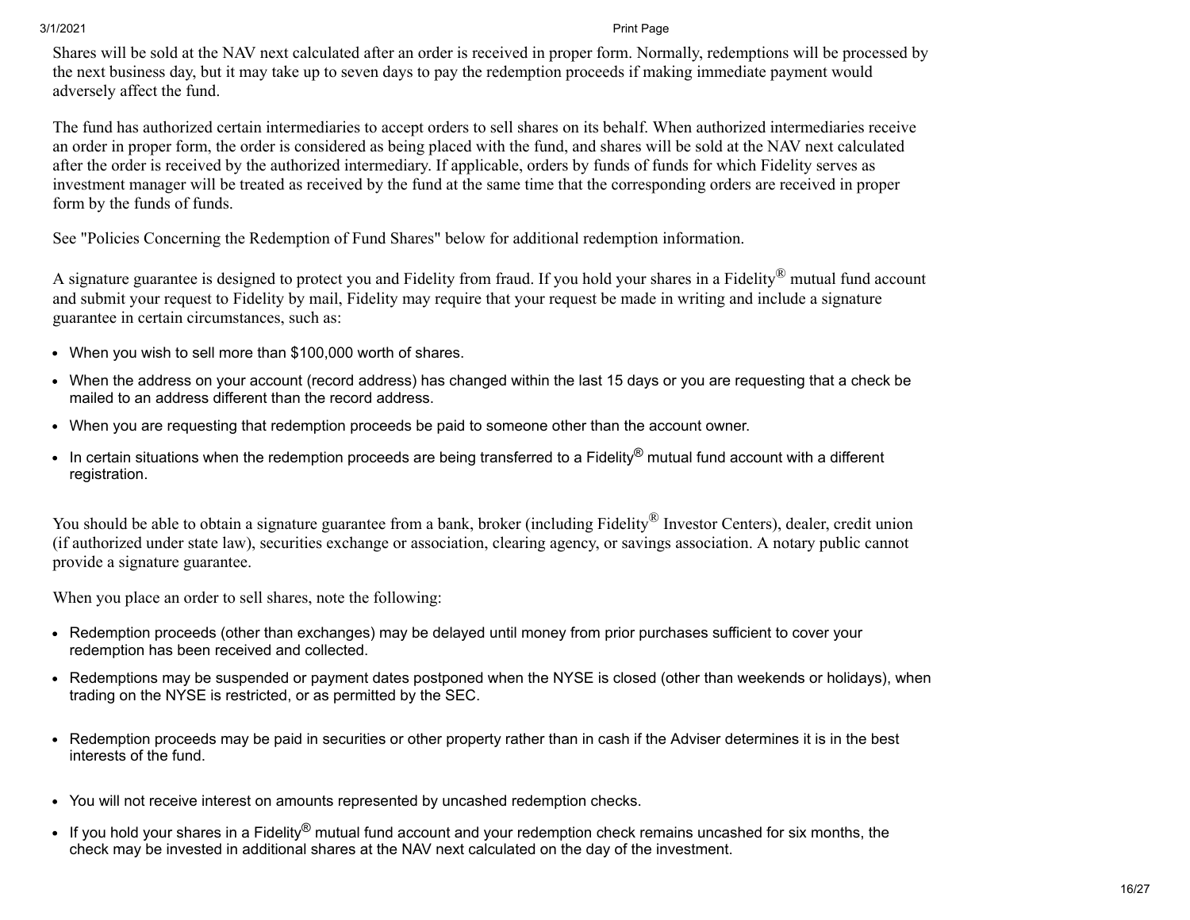Shares will be sold at the NAV next calculated after an order is received in proper form. Normally, redemptions will be processed by the next business day, but it may take up to seven days to pay the redemption proceeds if making immediate payment would adversely affect the fund.

The fund has authorized certain intermediaries to accept orders to sell shares on its behalf. When authorized intermediaries receive an order in proper form, the order is considered as being placed with the fund, and shares will be sold at the NAV next calculated after the order is received by the authorized intermediary. If applicable, orders by funds of funds for which Fidelity serves as investment manager will be treated as received by the fund at the same time that the corresponding orders are received in proper form by the funds of funds.

See "Policies Concerning the Redemption of Fund Shares" below for additional redemption information.

A signature guarantee is designed to protect you and Fidelity from fraud. If you hold your shares in a Fidelity® mutual fund account and submit your request to Fidelity by mail, Fidelity may require that your request be made in writing and include a signature guarantee in certain circumstances, such as:

- When you wish to sell more than $100,000 worth of shares.
- When the address on your account (record address) has changed within the last 15 days or you are requesting that a check be mailed to an address different than the record address.
- When you are requesting that redemption proceeds be paid to someone other than the account owner.
- In certain situations when the redemption proceeds are being transferred to a Fidelity® mutual fund account with a different registration.

You should be able to obtain a signature guarantee from a bank, broker (including Fidelity® Investor Centers), dealer, credit union (if authorized under state law), securities exchange or association, clearing agency, or savings association. A notary public cannot provide a signature guarantee.

When you place an order to sell shares, note the following:

- Redemption proceeds (other than exchanges) may be delayed until money from prior purchases sufficient to cover your redemption has been received and collected.
- Redemptions may be suspended or payment dates postponed when the NYSE is closed (other than weekends or holidays), when trading on the NYSE is restricted, or as permitted by the SEC.
- Redemption proceeds may be paid in securities or other property rather than in cash if the Adviser determines it is in the best interests of the fund.
- You will not receive interest on amounts represented by uncashed redemption checks.
- If you hold your shares in a Fidelity® mutual fund account and your redemption check remains uncashed for six months, the check may be invested in additional shares at the NAV next calculated on the day of the investment.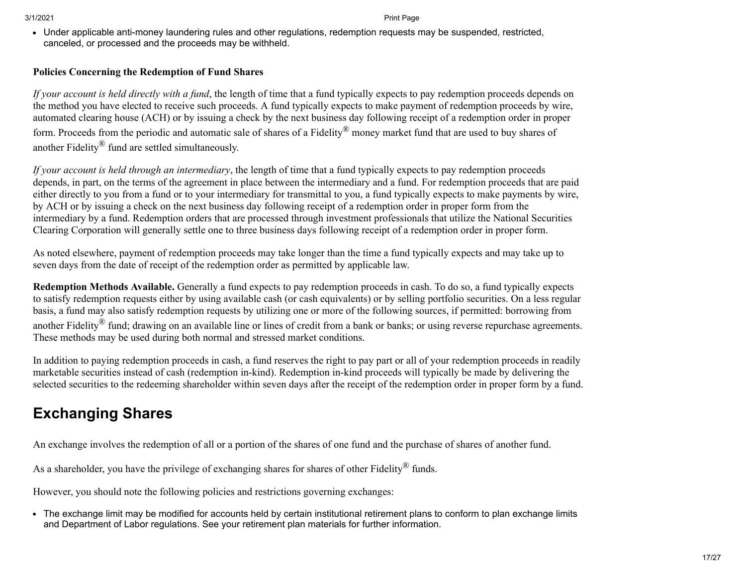- Under applicable anti-money laundering rules and other regulations, redemption requests may be suspended, restricted, canceled, or processed and the proceeds may be withheld.

**Policies Concerning the Redemption of Fund Shares**

*If your account is held directly with a fund*, the length of time that a fund typically expects to pay redemption proceeds depends on the method you have elected to receive such proceeds. A fund typically expects to make payment of redemption proceeds by wire, automated clearing house (ACH) or by issuing a check by the next business day following receipt of a redemption order in proper form. Proceeds from the periodic and automatic sale of shares of a Fidelity® money market fund that are used to buy shares of another Fidelity® fund are settled simultaneously.

*If your account is held through an intermediary*, the length of time that a fund typically expects to pay redemption proceeds depends, in part, on the terms of the agreement in place between the intermediary and a fund. For redemption proceeds that are paid either directly to you from a fund or to your intermediary for transmittal to you, a fund typically expects to make payments by wire, by ACH or by issuing a check on the next business day following receipt of a redemption order in proper form from the intermediary by a fund. Redemption orders that are processed through investment professionals that utilize the National Securities Clearing Corporation will generally settle one to three business days following receipt of a redemption order in proper form.

As noted elsewhere, payment of redemption proceeds may take longer than the time a fund typically expects and may take up to seven days from the date of receipt of the redemption order as permitted by applicable law.

**Redemption Methods Available.** Generally a fund expects to pay redemption proceeds in cash. To do so, a fund typically expects to satisfy redemption requests either by using available cash (or cash equivalents) or by selling portfolio securities. On a less regular basis, a fund may also satisfy redemption requests by utilizing one or more of the following sources, if permitted: borrowing from another Fidelity® fund; drawing on an available line or lines of credit from a bank or banks; or using reverse repurchase agreements. These methods may be used during both normal and stressed market conditions.

In addition to paying redemption proceeds in cash, a fund reserves the right to pay part or all of your redemption proceeds in readily marketable securities instead of cash (redemption in-kind). Redemption in-kind proceeds will typically be made by delivering the selected securities to the redeeming shareholder within seven days after the receipt of the redemption order in proper form by a fund.

## Exchanging Shares

An exchange involves the redemption of all or a portion of the shares of one fund and the purchase of shares of another fund.

As a shareholder, you have the privilege of exchanging shares for shares of other Fidelity® funds.

However, you should note the following policies and restrictions governing exchanges:

- The exchange limit may be modified for accounts held by certain institutional retirement plans to conform to plan exchange limits and Department of Labor regulations. See your retirement plan materials for further information.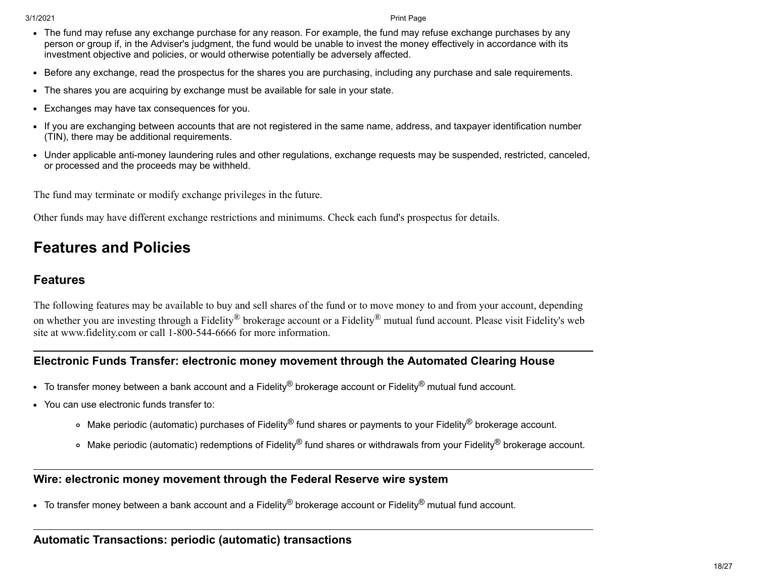- The fund may refuse any exchange purchase for any reason. For example, the fund may refuse exchange purchases by any person or group if, in the Adviser's judgment, the fund would be unable to invest the money effectively in accordance with its investment objective and policies, or would otherwise potentially be adversely affected.
- Before any exchange, read the prospectus for the shares you are purchasing, including any purchase and sale requirements.
- The shares you are acquiring by exchange must be available for sale in your state.
- Exchanges may have tax consequences for you.
- If you are exchanging between accounts that are not registered in the same name, address, and taxpayer identification number (TIN), there may be additional requirements.
- Under applicable anti-money laundering rules and other regulations, exchange requests may be suspended, restricted, canceled, or processed and the proceeds may be withheld.

The fund may terminate or modify exchange privileges in the future.

Other funds may have different exchange restrictions and minimums. Check each fund's prospectus for details.

# Features and Policies

## Features

The following features may be available to buy and sell shares of the fund or to move money to and from your account, depending on whether you are investing through a Fidelity® brokerage account or a Fidelity® mutual fund account. Please visit Fidelity's web site at www.fidelity.com or call 1-800-544-6666 for more information.

---

### Electronic Funds Transfer: electronic money movement through the Automated Clearing House

- To transfer money between a bank account and a Fidelity® brokerage account or Fidelity® mutual fund account.
- You can use electronic funds transfer to:
  - Make periodic (automatic) purchases of Fidelity® fund shares or payments to your Fidelity® brokerage account.
  - Make periodic (automatic) redemptions of Fidelity® fund shares or withdrawals from your Fidelity® brokerage account.

---

### Wire: electronic money movement through the Federal Reserve wire system

- To transfer money between a bank account and a Fidelity® brokerage account or Fidelity® mutual fund account.

---

### Automatic Transactions: periodic (automatic) transactions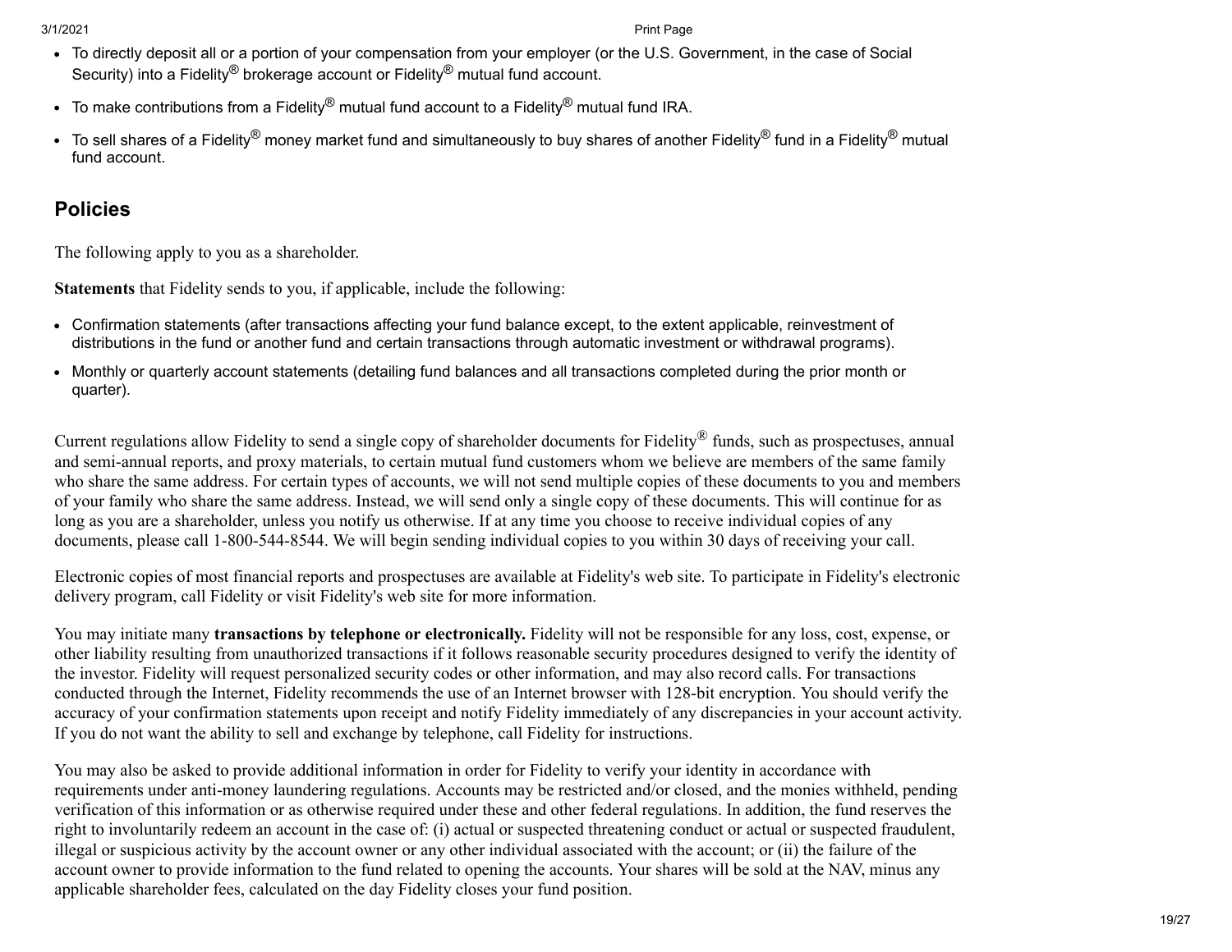- To directly deposit all or a portion of your compensation from your employer (or the U.S. Government, in the case of Social Security) into a Fidelity® brokerage account or Fidelity® mutual fund account.
- To make contributions from a Fidelity® mutual fund account to a Fidelity® mutual fund IRA.
- To sell shares of a Fidelity® money market fund and simultaneously to buy shares of another Fidelity® fund in a Fidelity® mutual fund account.

## Policies

The following apply to you as a shareholder.

**Statements** that Fidelity sends to you, if applicable, include the following:

- Confirmation statements (after transactions affecting your fund balance except, to the extent applicable, reinvestment of distributions in the fund or another fund and certain transactions through automatic investment or withdrawal programs).
- Monthly or quarterly account statements (detailing fund balances and all transactions completed during the prior month or quarter).

Current regulations allow Fidelity to send a single copy of shareholder documents for Fidelity® funds, such as prospectuses, annual and semi-annual reports, and proxy materials, to certain mutual fund customers whom we believe are members of the same family who share the same address. For certain types of accounts, we will not send multiple copies of these documents to you and members of your family who share the same address. Instead, we will send only a single copy of these documents. This will continue for as long as you are a shareholder, unless you notify us otherwise. If at any time you choose to receive individual copies of any documents, please call 1-800-544-8544. We will begin sending individual copies to you within 30 days of receiving your call.

Electronic copies of most financial reports and prospectuses are available at Fidelity's web site. To participate in Fidelity's electronic delivery program, call Fidelity or visit Fidelity's web site for more information.

You may initiate many **transactions by telephone or electronically.** Fidelity will not be responsible for any loss, cost, expense, or other liability resulting from unauthorized transactions if it follows reasonable security procedures designed to verify the identity of the investor. Fidelity will request personalized security codes or other information, and may also record calls. For transactions conducted through the Internet, Fidelity recommends the use of an Internet browser with 128-bit encryption. You should verify the accuracy of your confirmation statements upon receipt and notify Fidelity immediately of any discrepancies in your account activity. If you do not want the ability to sell and exchange by telephone, call Fidelity for instructions.

You may also be asked to provide additional information in order for Fidelity to verify your identity in accordance with requirements under anti-money laundering regulations. Accounts may be restricted and/or closed, and the monies withheld, pending verification of this information or as otherwise required under these and other federal regulations. In addition, the fund reserves the right to involuntarily redeem an account in the case of: (i) actual or suspected threatening conduct or actual or suspected fraudulent, illegal or suspicious activity by the account owner or any other individual associated with the account; or (ii) the failure of the account owner to provide information to the fund related to opening the accounts. Your shares will be sold at the NAV, minus any applicable shareholder fees, calculated on the day Fidelity closes your fund position.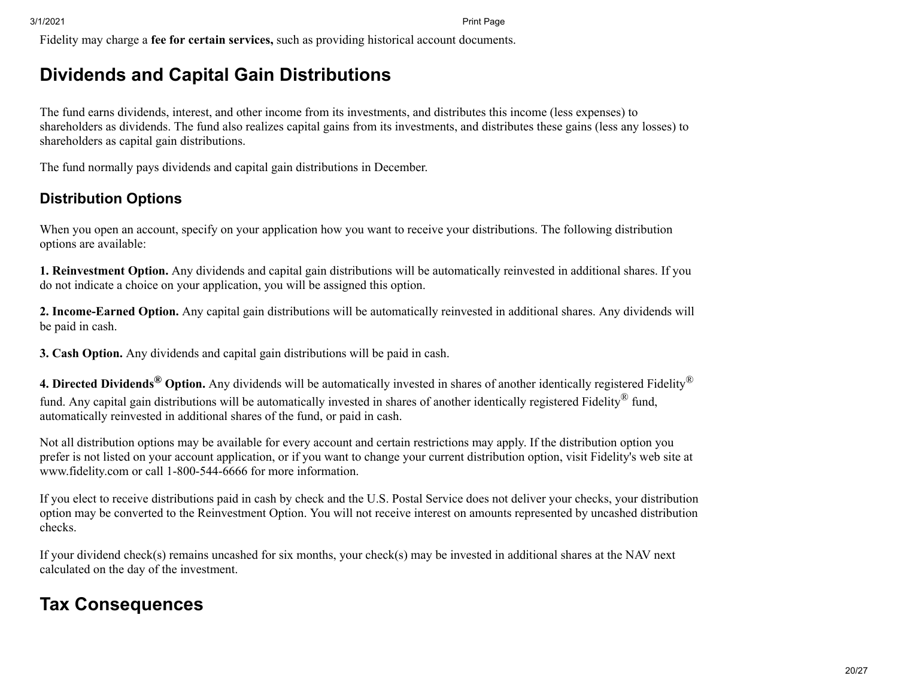Fidelity may charge a **fee for certain services,** such as providing historical account documents.

# Dividends and Capital Gain Distributions

The fund earns dividends, interest, and other income from its investments, and distributes this income (less expenses) to shareholders as dividends. The fund also realizes capital gains from its investments, and distributes these gains (less any losses) to shareholders as capital gain distributions.

The fund normally pays dividends and capital gain distributions in December.

## Distribution Options

When you open an account, specify on your application how you want to receive your distributions. The following distribution options are available:

**1. Reinvestment Option.** Any dividends and capital gain distributions will be automatically reinvested in additional shares. If you do not indicate a choice on your application, you will be assigned this option.

**2. Income-Earned Option.** Any capital gain distributions will be automatically reinvested in additional shares. Any dividends will be paid in cash.

**3. Cash Option.** Any dividends and capital gain distributions will be paid in cash.

**4. Directed Dividends® Option.** Any dividends will be automatically invested in shares of another identically registered Fidelity® fund. Any capital gain distributions will be automatically invested in shares of another identically registered Fidelity® fund, automatically reinvested in additional shares of the fund, or paid in cash.

Not all distribution options may be available for every account and certain restrictions may apply. If the distribution option you prefer is not listed on your account application, or if you want to change your current distribution option, visit Fidelity's web site at www.fidelity.com or call 1-800-544-6666 for more information.

If you elect to receive distributions paid in cash by check and the U.S. Postal Service does not deliver your checks, your distribution option may be converted to the Reinvestment Option. You will not receive interest on amounts represented by uncashed distribution checks.

If your dividend check(s) remains uncashed for six months, your check(s) may be invested in additional shares at the NAV next calculated on the day of the investment.

# Tax Consequences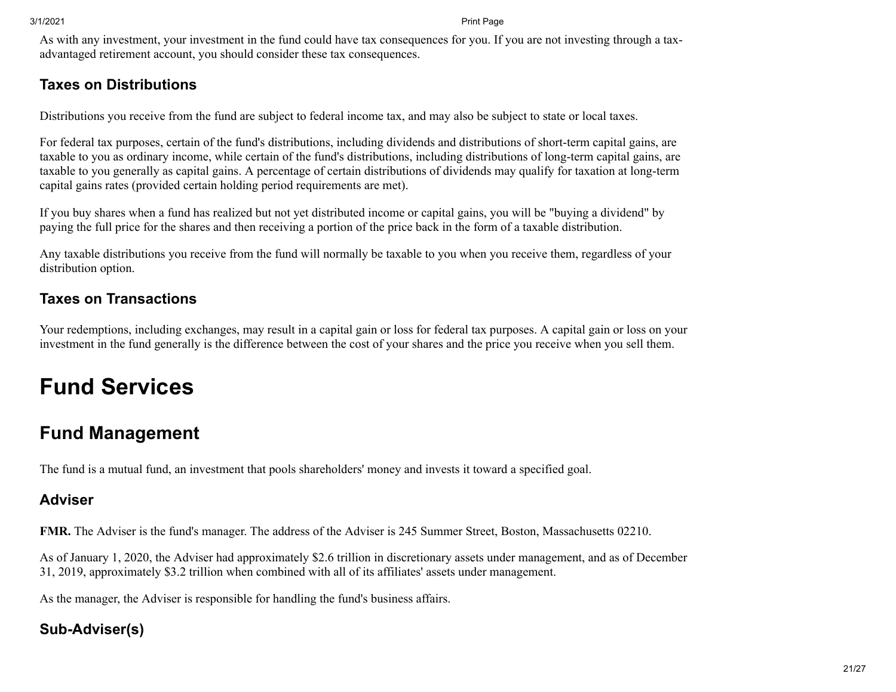As with any investment, your investment in the fund could have tax consequences for you. If you are not investing through a tax-advantaged retirement account, you should consider these tax consequences.

### Taxes on Distributions

Distributions you receive from the fund are subject to federal income tax, and may also be subject to state or local taxes.

For federal tax purposes, certain of the fund's distributions, including dividends and distributions of short-term capital gains, are taxable to you as ordinary income, while certain of the fund's distributions, including distributions of long-term capital gains, are taxable to you generally as capital gains. A percentage of certain distributions of dividends may qualify for taxation at long-term capital gains rates (provided certain holding period requirements are met).

If you buy shares when a fund has realized but not yet distributed income or capital gains, you will be "buying a dividend" by paying the full price for the shares and then receiving a portion of the price back in the form of a taxable distribution.

Any taxable distributions you receive from the fund will normally be taxable to you when you receive them, regardless of your distribution option.

### Taxes on Transactions

Your redemptions, including exchanges, may result in a capital gain or loss for federal tax purposes. A capital gain or loss on your investment in the fund generally is the difference between the cost of your shares and the price you receive when you sell them.

# Fund Services

## Fund Management

The fund is a mutual fund, an investment that pools shareholders' money and invests it toward a specified goal.

### Adviser

**FMR.** The Adviser is the fund's manager. The address of the Adviser is 245 Summer Street, Boston, Massachusetts 02210.

As of January 1, 2020, the Adviser had approximately $2.6 trillion in discretionary assets under management, and as of December 31, 2019, approximately $3.2 trillion when combined with all of its affiliates' assets under management.

As the manager, the Adviser is responsible for handling the fund's business affairs.

### Sub-Adviser(s)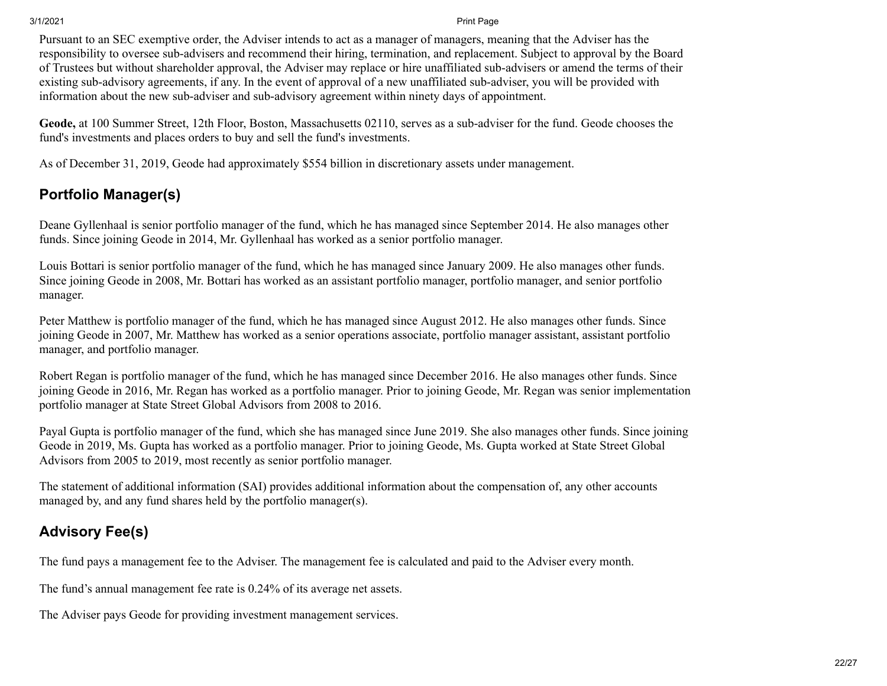Pursuant to an SEC exemptive order, the Adviser intends to act as a manager of managers, meaning that the Adviser has the responsibility to oversee sub-advisers and recommend their hiring, termination, and replacement. Subject to approval by the Board of Trustees but without shareholder approval, the Adviser may replace or hire unaffiliated sub-advisers or amend the terms of their existing sub-advisory agreements, if any. In the event of approval of a new unaffiliated sub-adviser, you will be provided with information about the new sub-adviser and sub-advisory agreement within ninety days of appointment.

**Geode,** at 100 Summer Street, 12th Floor, Boston, Massachusetts 02110, serves as a sub-adviser for the fund. Geode chooses the fund's investments and places orders to buy and sell the fund's investments.

As of December 31, 2019, Geode had approximately $554 billion in discretionary assets under management.

## Portfolio Manager(s)

Deane Gyllenhaal is senior portfolio manager of the fund, which he has managed since September 2014. He also manages other funds. Since joining Geode in 2014, Mr. Gyllenhaal has worked as a senior portfolio manager.

Louis Bottari is senior portfolio manager of the fund, which he has managed since January 2009. He also manages other funds. Since joining Geode in 2008, Mr. Bottari has worked as an assistant portfolio manager, portfolio manager, and senior portfolio manager.

Peter Matthew is portfolio manager of the fund, which he has managed since August 2012. He also manages other funds. Since joining Geode in 2007, Mr. Matthew has worked as a senior operations associate, portfolio manager assistant, assistant portfolio manager, and portfolio manager.

Robert Regan is portfolio manager of the fund, which he has managed since December 2016. He also manages other funds. Since joining Geode in 2016, Mr. Regan has worked as a portfolio manager. Prior to joining Geode, Mr. Regan was senior implementation portfolio manager at State Street Global Advisors from 2008 to 2016.

Payal Gupta is portfolio manager of the fund, which she has managed since June 2019. She also manages other funds. Since joining Geode in 2019, Ms. Gupta has worked as a portfolio manager. Prior to joining Geode, Ms. Gupta worked at State Street Global Advisors from 2005 to 2019, most recently as senior portfolio manager.

The statement of additional information (SAI) provides additional information about the compensation of, any other accounts managed by, and any fund shares held by the portfolio manager(s).

## Advisory Fee(s)

The fund pays a management fee to the Adviser. The management fee is calculated and paid to the Adviser every month.

The fund’s annual management fee rate is 0.24% of its average net assets.

The Adviser pays Geode for providing investment management services.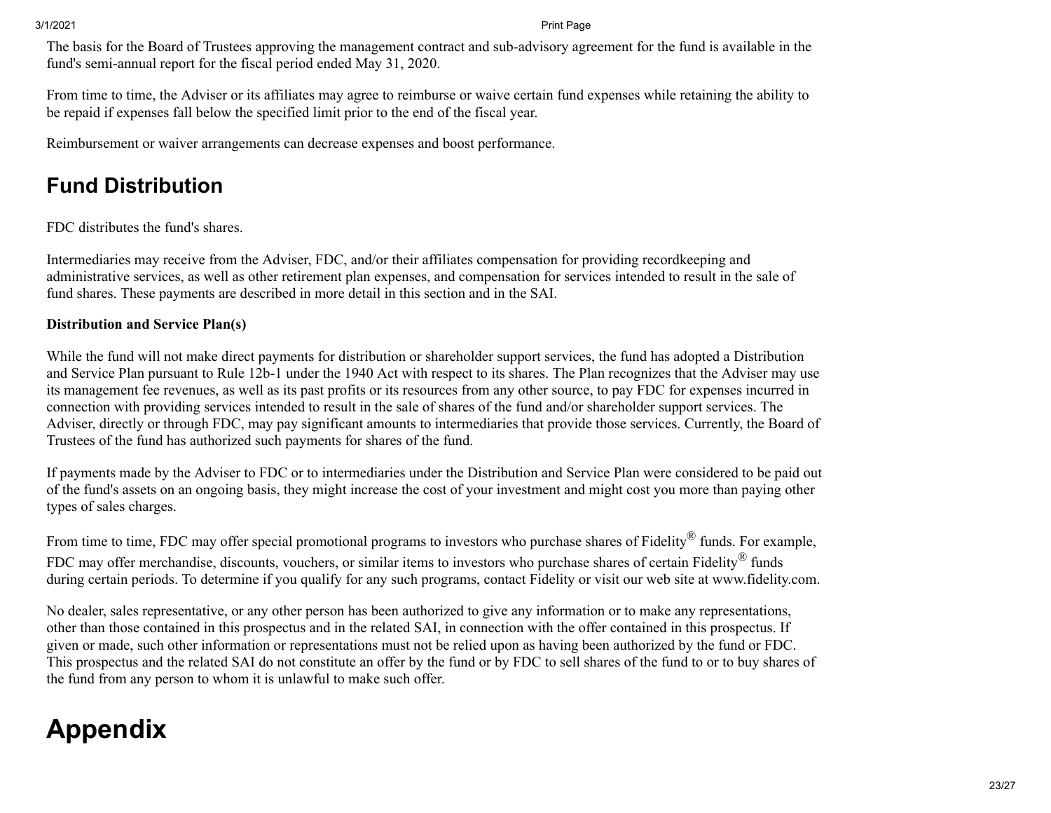The basis for the Board of Trustees approving the management contract and sub-advisory agreement for the fund is available in the fund's semi-annual report for the fiscal period ended May 31, 2020.

From time to time, the Adviser or its affiliates may agree to reimburse or waive certain fund expenses while retaining the ability to be repaid if expenses fall below the specified limit prior to the end of the fiscal year.

Reimbursement or waiver arrangements can decrease expenses and boost performance.

## Fund Distribution

FDC distributes the fund's shares.

Intermediaries may receive from the Adviser, FDC, and/or their affiliates compensation for providing recordkeeping and administrative services, as well as other retirement plan expenses, and compensation for services intended to result in the sale of fund shares. These payments are described in more detail in this section and in the SAI.

**Distribution and Service Plan(s)**

While the fund will not make direct payments for distribution or shareholder support services, the fund has adopted a Distribution and Service Plan pursuant to Rule 12b-1 under the 1940 Act with respect to its shares. The Plan recognizes that the Adviser may use its management fee revenues, as well as its past profits or its resources from any other source, to pay FDC for expenses incurred in connection with providing services intended to result in the sale of shares of the fund and/or shareholder support services. The Adviser, directly or through FDC, may pay significant amounts to intermediaries that provide those services. Currently, the Board of Trustees of the fund has authorized such payments for shares of the fund.

If payments made by the Adviser to FDC or to intermediaries under the Distribution and Service Plan were considered to be paid out of the fund's assets on an ongoing basis, they might increase the cost of your investment and might cost you more than paying other types of sales charges.

From time to time, FDC may offer special promotional programs to investors who purchase shares of Fidelity® funds. For example, FDC may offer merchandise, discounts, vouchers, or similar items to investors who purchase shares of certain Fidelity® funds during certain periods. To determine if you qualify for any such programs, contact Fidelity or visit our web site at www.fidelity.com.

No dealer, sales representative, or any other person has been authorized to give any information or to make any representations, other than those contained in this prospectus and in the related SAI, in connection with the offer contained in this prospectus. If given or made, such other information or representations must not be relied upon as having been authorized by the fund or FDC. This prospectus and the related SAI do not constitute an offer by the fund or by FDC to sell shares of the fund to or to buy shares of the fund from any person to whom it is unlawful to make such offer.

# Appendix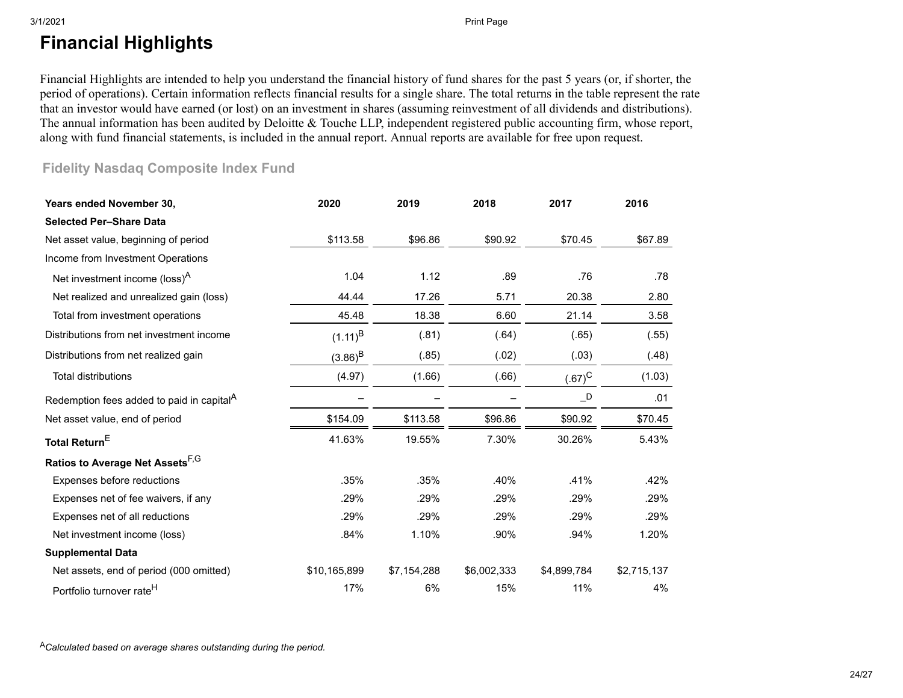# Financial Highlights

Financial Highlights are intended to help you understand the financial history of fund shares for the past 5 years (or, if shorter, the period of operations). Certain information reflects financial results for a single share. The total returns in the table represent the rate that an investor would have earned (or lost) on an investment in shares (assuming reinvestment of all dividends and distributions). The annual information has been audited by Deloitte & Touche LLP, independent registered public accounting firm, whose report, along with fund financial statements, is included in the annual report. Annual reports are available for free upon request.

## Fidelity Nasdaq Composite Index Fund

| **Years ended November 30,** | **2020** | **2019** | **2018** | **2017** | **2016** |
|---|---|---|---|---|---|
| **Selected Per–Share Data** | | | | | |
| Net asset value, beginning of period | $113.58 | $96.86 | $90.92 | $70.45 | $67.89 |
| Income from Investment Operations | | | | | |
| Net investment income (loss)[A] | 1.04 | 1.12 | .89 | .76 | .78 |
| Net realized and unrealized gain (loss) | 44.44 | 17.26 | 5.71 | 20.38 | 2.80 |
| Total from investment operations | 45.48 | 18.38 | 6.60 | 21.14 | 3.58 |
| Distributions from net investment income | (1.11)[B] | (.81) | (.64) | (.65) | (.55) |
| Distributions from net realized gain | (3.86)[B] | (.85) | (.02) | (.03) | (.48) |
| Total distributions | (4.97) | (1.66) | (.66) | (.67)[C] | (1.03) |
| Redemption fees added to paid in capital[A] | – | – | – | –[D] | .01 |
| Net asset value, end of period | $154.09 | $113.58 | $96.86 | $90.92 | $70.45 |
| **Total Return**[E] | 41.63% | 19.55% | 7.30% | 30.26% | 5.43% |
| **Ratios to Average Net Assets**[F,G] | | | | | |
| Expenses before reductions | .35% | .35% | .40% | .41% | .42% |
| Expenses net of fee waivers, if any | .29% | .29% | .29% | .29% | .29% |
| Expenses net of all reductions | .29% | .29% | .29% | .29% | .29% |
| Net investment income (loss) | .84% | 1.10% | .90% | .94% | 1.20% |
| **Supplemental Data** | | | | | |
| Net assets, end of period (000 omitted) | $10,165,899 | $7,154,288 | $6,002,333 | $4,899,784 | $2,715,137 |
| Portfolio turnover rate[H] | 17% | 6% | 15% | 11% | 4% |

[A] *Calculated based on average shares outstanding during the period.*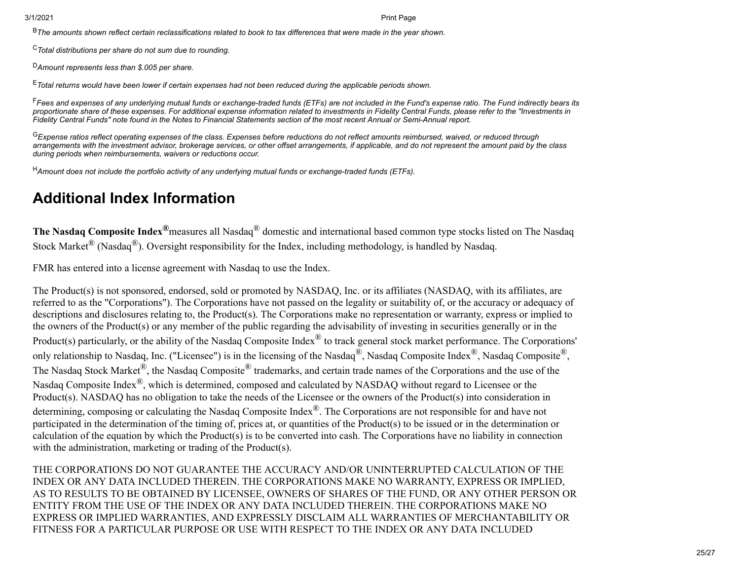[B]*The amounts shown reflect certain reclassifications related to book to tax differences that were made in the year shown.*

[C]*Total distributions per share do not sum due to rounding.*

[D]*Amount represents less than $.005 per share.*

[E]*Total returns would have been lower if certain expenses had not been reduced during the applicable periods shown.*

[F]*Fees and expenses of any underlying mutual funds or exchange-traded funds (ETFs) are not included in the Fund's expense ratio. The Fund indirectly bears its proportionate share of these expenses. For additional expense information related to investments in Fidelity Central Funds, please refer to the "Investments in Fidelity Central Funds" note found in the Notes to Financial Statements section of the most recent Annual or Semi-Annual report.*

[G]*Expense ratios reflect operating expenses of the class. Expenses before reductions do not reflect amounts reimbursed, waived, or reduced through arrangements with the investment advisor, brokerage services, or other offset arrangements, if applicable, and do not represent the amount paid by the class during periods when reimbursements, waivers or reductions occur.*

[H]*Amount does not include the portfolio activity of any underlying mutual funds or exchange-traded funds (ETFs).*

## Additional Index Information

**The Nasdaq Composite Index®** measures all Nasdaq® domestic and international based common type stocks listed on The Nasdaq Stock Market® (Nasdaq®). Oversight responsibility for the Index, including methodology, is handled by Nasdaq.

FMR has entered into a license agreement with Nasdaq to use the Index.

The Product(s) is not sponsored, endorsed, sold or promoted by NASDAQ, Inc. or its affiliates (NASDAQ, with its affiliates, are referred to as the "Corporations"). The Corporations have not passed on the legality or suitability of, or the accuracy or adequacy of descriptions and disclosures relating to, the Product(s). The Corporations make no representation or warranty, express or implied to the owners of the Product(s) or any member of the public regarding the advisability of investing in securities generally or in the Product(s) particularly, or the ability of the Nasdaq Composite Index® to track general stock market performance. The Corporations' only relationship to Nasdaq, Inc. ("Licensee") is in the licensing of the Nasdaq®, Nasdaq Composite Index®, Nasdaq Composite®, The Nasdaq Stock Market®, the Nasdaq Composite® trademarks, and certain trade names of the Corporations and the use of the Nasdaq Composite Index®, which is determined, composed and calculated by NASDAQ without regard to Licensee or the Product(s). NASDAQ has no obligation to take the needs of the Licensee or the owners of the Product(s) into consideration in determining, composing or calculating the Nasdaq Composite Index®. The Corporations are not responsible for and have not participated in the determination of the timing of, prices at, or quantities of the Product(s) to be issued or in the determination or calculation of the equation by which the Product(s) is to be converted into cash. The Corporations have no liability in connection with the administration, marketing or trading of the Product(s).

THE CORPORATIONS DO NOT GUARANTEE THE ACCURACY AND/OR UNINTERRUPTED CALCULATION OF THE INDEX OR ANY DATA INCLUDED THEREIN. THE CORPORATIONS MAKE NO WARRANTY, EXPRESS OR IMPLIED, AS TO RESULTS TO BE OBTAINED BY LICENSEE, OWNERS OF SHARES OF THE FUND, OR ANY OTHER PERSON OR ENTITY FROM THE USE OF THE INDEX OR ANY DATA INCLUDED THEREIN. THE CORPORATIONS MAKE NO EXPRESS OR IMPLIED WARRANTIES, AND EXPRESSLY DISCLAIM ALL WARRANTIES OF MERCHANTABILITY OR FITNESS FOR A PARTICULAR PURPOSE OR USE WITH RESPECT TO THE INDEX OR ANY DATA INCLUDED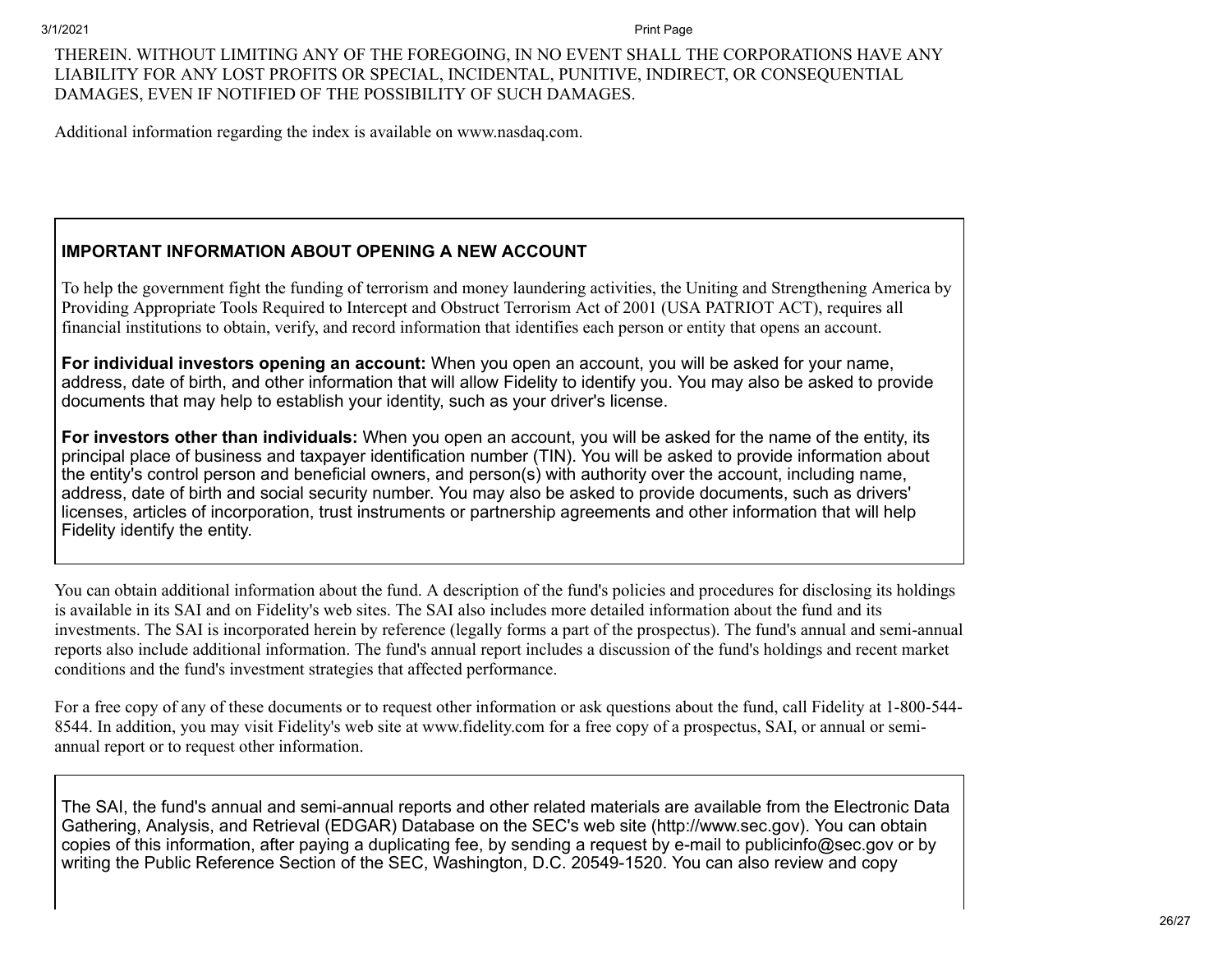THEREIN. WITHOUT LIMITING ANY OF THE FOREGOING, IN NO EVENT SHALL THE CORPORATIONS HAVE ANY LIABILITY FOR ANY LOST PROFITS OR SPECIAL, INCIDENTAL, PUNITIVE, INDIRECT, OR CONSEQUENTIAL DAMAGES, EVEN IF NOTIFIED OF THE POSSIBILITY OF SUCH DAMAGES.

Additional information regarding the index is available on www.nasdaq.com.

**IMPORTANT INFORMATION ABOUT OPENING A NEW ACCOUNT**

To help the government fight the funding of terrorism and money laundering activities, the Uniting and Strengthening America by Providing Appropriate Tools Required to Intercept and Obstruct Terrorism Act of 2001 (USA PATRIOT ACT), requires all financial institutions to obtain, verify, and record information that identifies each person or entity that opens an account.

**For individual investors opening an account:** When you open an account, you will be asked for your name, address, date of birth, and other information that will allow Fidelity to identify you. You may also be asked to provide documents that may help to establish your identity, such as your driver's license.

**For investors other than individuals:** When you open an account, you will be asked for the name of the entity, its principal place of business and taxpayer identification number (TIN). You will be asked to provide information about the entity's control person and beneficial owners, and person(s) with authority over the account, including name, address, date of birth and social security number. You may also be asked to provide documents, such as drivers' licenses, articles of incorporation, trust instruments or partnership agreements and other information that will help Fidelity identify the entity.

You can obtain additional information about the fund. A description of the fund's policies and procedures for disclosing its holdings is available in its SAI and on Fidelity's web sites. The SAI also includes more detailed information about the fund and its investments. The SAI is incorporated herein by reference (legally forms a part of the prospectus). The fund's annual and semi-annual reports also include additional information. The fund's annual report includes a discussion of the fund's holdings and recent market conditions and the fund's investment strategies that affected performance.

For a free copy of any of these documents or to request other information or ask questions about the fund, call Fidelity at 1-800-544-8544. In addition, you may visit Fidelity's web site at www.fidelity.com for a free copy of a prospectus, SAI, or annual or semi-annual report or to request other information.

The SAI, the fund's annual and semi-annual reports and other related materials are available from the Electronic Data Gathering, Analysis, and Retrieval (EDGAR) Database on the SEC's web site (http://www.sec.gov). You can obtain copies of this information, after paying a duplicating fee, by sending a request by e-mail to publicinfo@sec.gov or by writing the Public Reference Section of the SEC, Washington, D.C. 20549-1520. You can also review and copy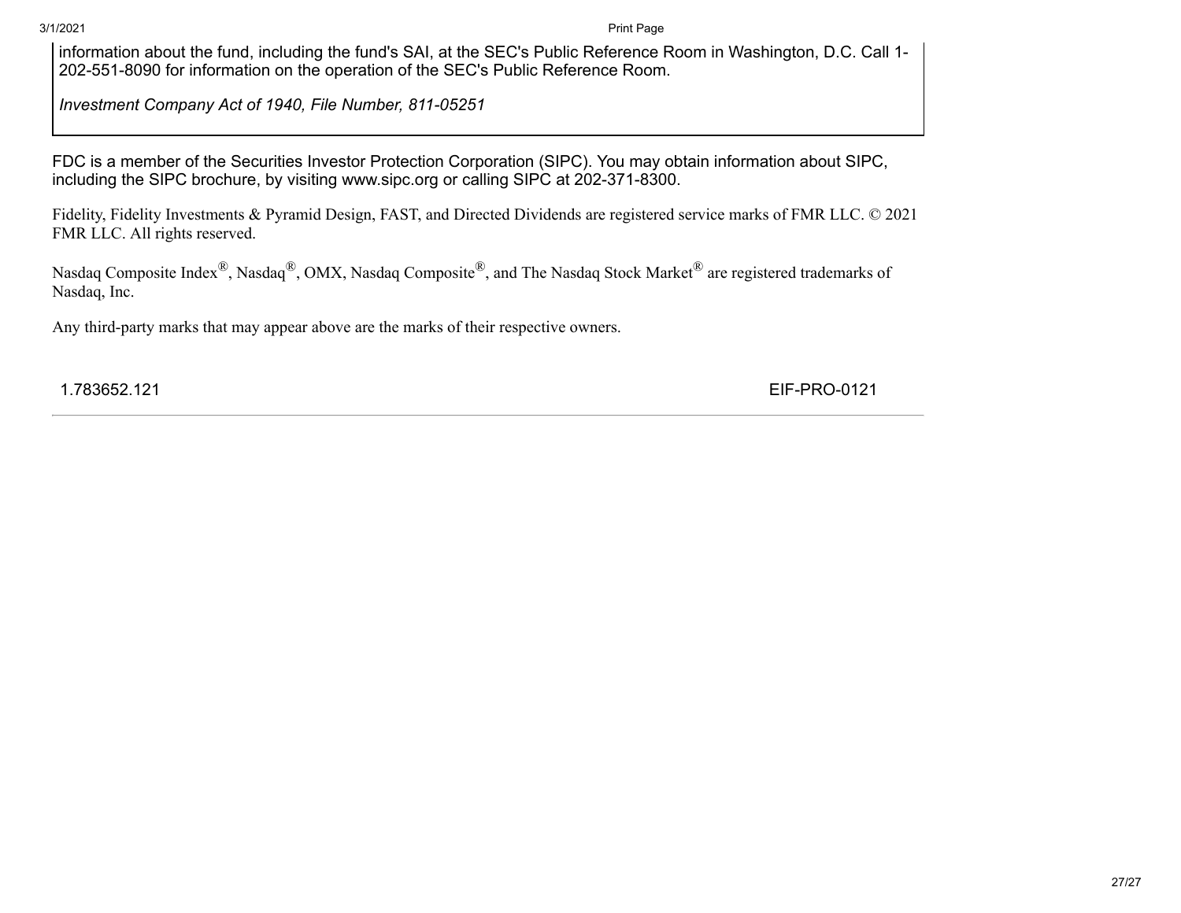information about the fund, including the fund's SAI, at the SEC's Public Reference Room in Washington, D.C. Call 1-202-551-8090 for information on the operation of the SEC's Public Reference Room.

*Investment Company Act of 1940, File Number, 811-05251*

FDC is a member of the Securities Investor Protection Corporation (SIPC). You may obtain information about SIPC, including the SIPC brochure, by visiting www.sipc.org or calling SIPC at 202-371-8300.

Fidelity, Fidelity Investments & Pyramid Design, FAST, and Directed Dividends are registered service marks of FMR LLC. © 2021 FMR LLC. All rights reserved.

Nasdaq Composite Index®, Nasdaq®, OMX, Nasdaq Composite®, and The Nasdaq Stock Market® are registered trademarks of Nasdaq, Inc.

Any third-party marks that may appear above are the marks of their respective owners.

1.783652.121 EIF-PRO-0121